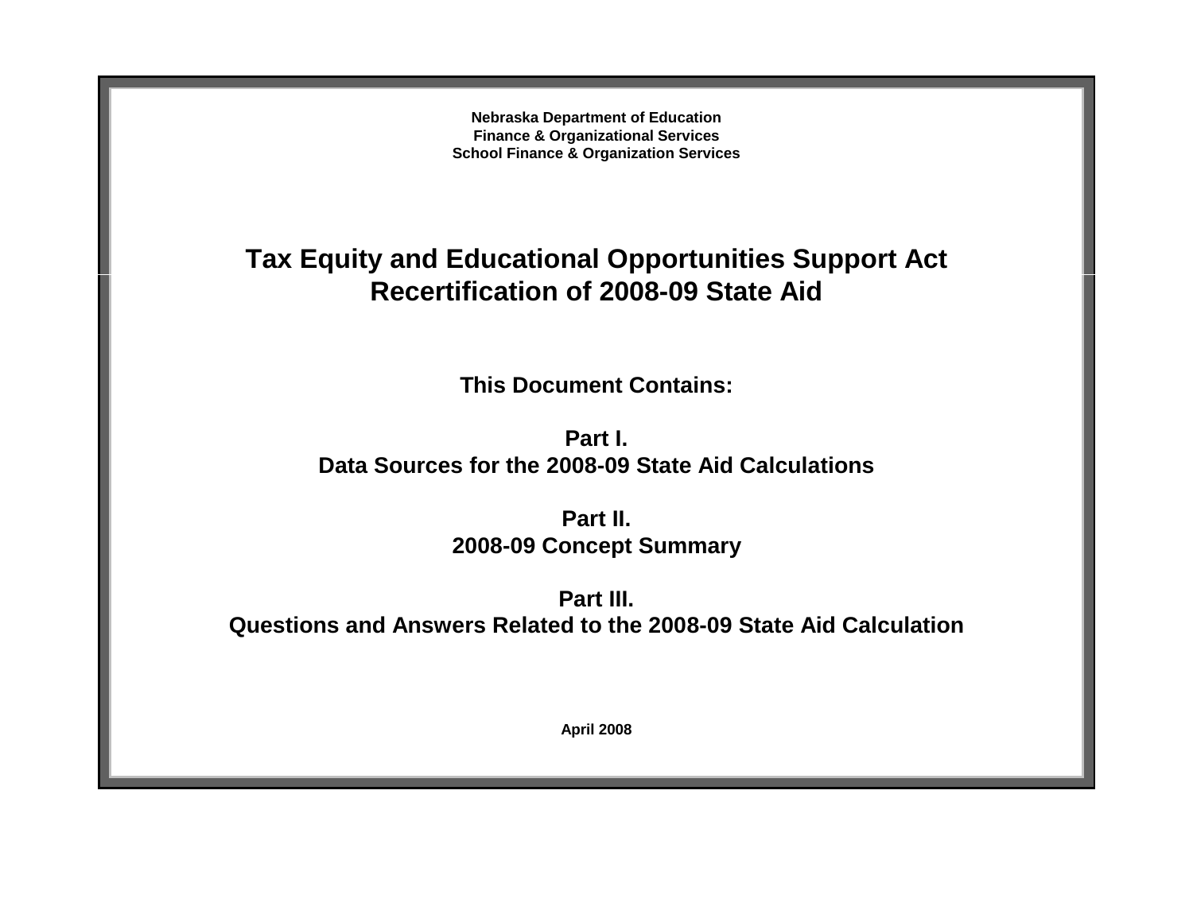**Nebraska Department of Education**
**Finance & Organizational Services**
**School Finance & Organization Services**

# Tax Equity and Educational Opportunities Support Act
# Recertification of 2008-09 State Aid

## This Document Contains:

**Part I.**
**Data Sources for the 2008-09 State Aid Calculations**

**Part II.**
**2008-09 Concept Summary**

**Part III.**
**Questions and Answers Related to the 2008-09 State Aid Calculation**

**April 2008**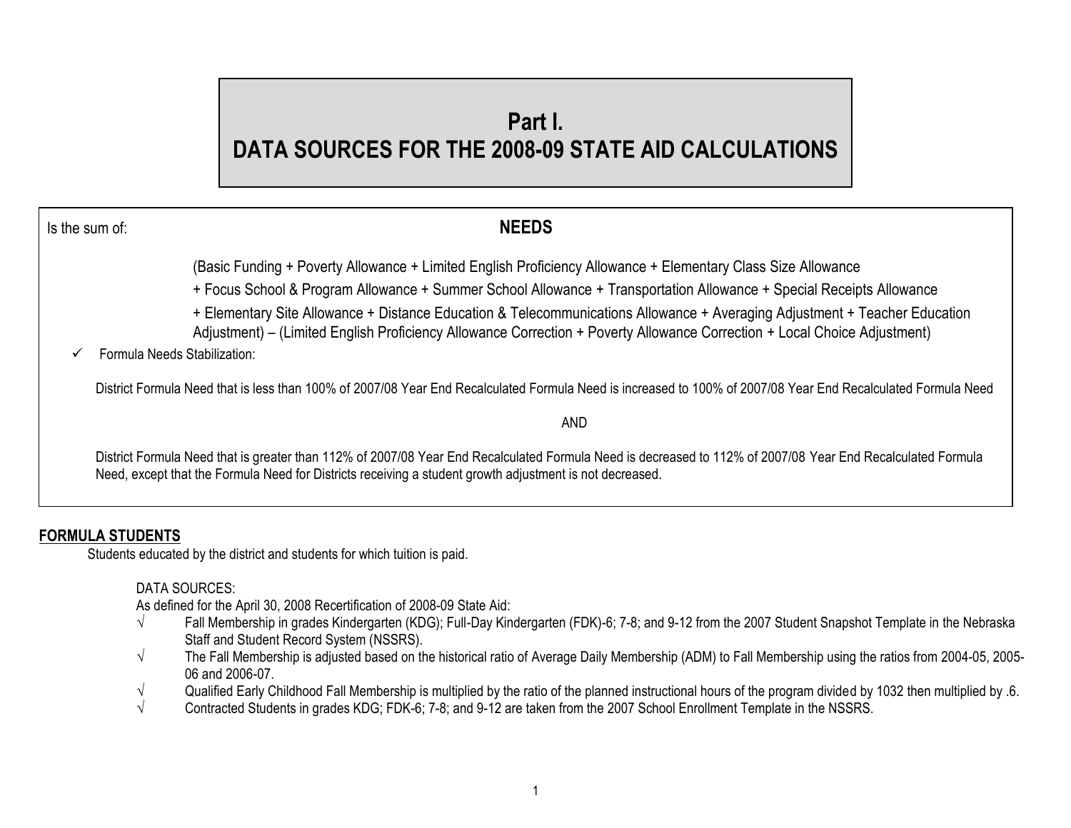# Part I.
# DATA SOURCES FOR THE 2008-09 STATE AID CALCULATIONS

Is the sum of:

## NEEDS

(Basic Funding + Poverty Allowance + Limited English Proficiency Allowance + Elementary Class Size Allowance

+ Focus School & Program Allowance + Summer School Allowance + Transportation Allowance + Special Receipts Allowance

+ Elementary Site Allowance + Distance Education & Telecommunications Allowance + Averaging Adjustment + Teacher Education Adjustment) – (Limited English Proficiency Allowance Correction + Poverty Allowance Correction + Local Choice Adjustment)

✓ Formula Needs Stabilization:

District Formula Need that is less than 100% of 2007/08 Year End Recalculated Formula Need is increased to 100% of 2007/08 Year End Recalculated Formula Need

AND

District Formula Need that is greater than 112% of 2007/08 Year End Recalculated Formula Need is decreased to 112% of 2007/08 Year End Recalculated Formula Need, except that the Formula Need for Districts receiving a student growth adjustment is not decreased.

**FORMULA STUDENTS**

Students educated by the district and students for which tuition is paid.

DATA SOURCES:

As defined for the April 30, 2008 Recertification of 2008-09 State Aid:

- √ Fall Membership in grades Kindergarten (KDG); Full-Day Kindergarten (FDK)-6; 7-8; and 9-12 from the 2007 Student Snapshot Template in the Nebraska Staff and Student Record System (NSSRS).
- √ The Fall Membership is adjusted based on the historical ratio of Average Daily Membership (ADM) to Fall Membership using the ratios from 2004-05, 2005-06 and 2006-07.
- √ Qualified Early Childhood Fall Membership is multiplied by the ratio of the planned instructional hours of the program divided by 1032 then multiplied by .6.
- √ Contracted Students in grades KDG; FDK-6; 7-8; and 9-12 are taken from the 2007 School Enrollment Template in the NSSRS.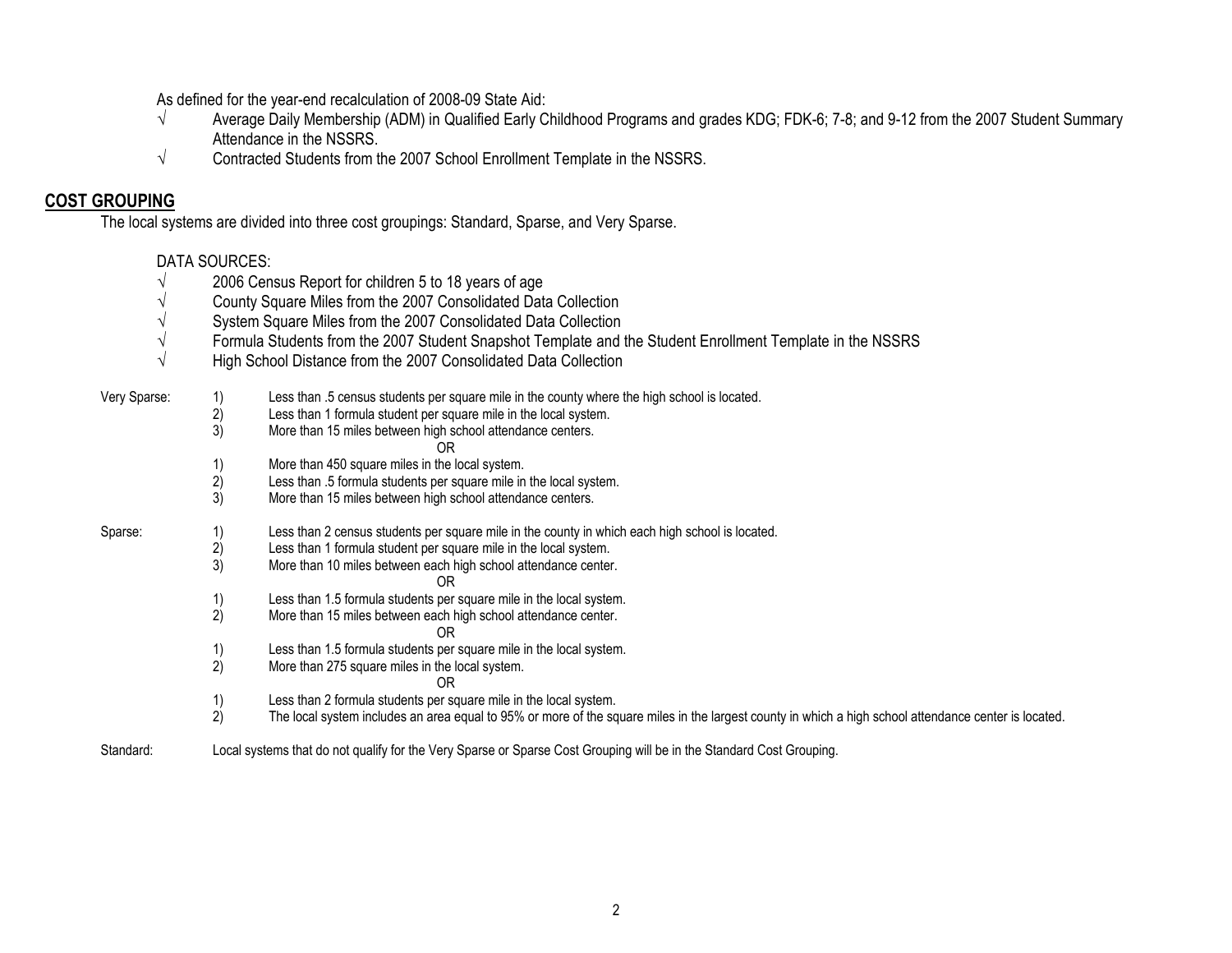As defined for the year-end recalculation of 2008-09 State Aid:

- √ Average Daily Membership (ADM) in Qualified Early Childhood Programs and grades KDG; FDK-6; 7-8; and 9-12 from the 2007 Student Summary Attendance in the NSSRS.
- √ Contracted Students from the 2007 School Enrollment Template in the NSSRS.

## COST GROUPING

The local systems are divided into three cost groupings: Standard, Sparse, and Very Sparse.

DATA SOURCES:

- √ 2006 Census Report for children 5 to 18 years of age
- √ County Square Miles from the 2007 Consolidated Data Collection
- √ System Square Miles from the 2007 Consolidated Data Collection
- √ Formula Students from the 2007 Student Snapshot Template and the Student Enrollment Template in the NSSRS
- √ High School Distance from the 2007 Consolidated Data Collection

Very Sparse:

1) Less than .5 census students per square mile in the county where the high school is located.
2) Less than 1 formula student per square mile in the local system.
3) More than 15 miles between high school attendance centers.

OR

1) More than 450 square miles in the local system.
2) Less than .5 formula students per square mile in the local system.
3) More than 15 miles between high school attendance centers.

Sparse:

1) Less than 2 census students per square mile in the county in which each high school is located.
2) Less than 1 formula student per square mile in the local system.
3) More than 10 miles between each high school attendance center.

OR

1) Less than 1.5 formula students per square mile in the local system.
2) More than 15 miles between each high school attendance center.

OR

1) Less than 1.5 formula students per square mile in the local system.
2) More than 275 square miles in the local system.

OR

1) Less than 2 formula students per square mile in the local system.
2) The local system includes an area equal to 95% or more of the square miles in the largest county in which a high school attendance center is located.

Standard: Local systems that do not qualify for the Very Sparse or Sparse Cost Grouping will be in the Standard Cost Grouping.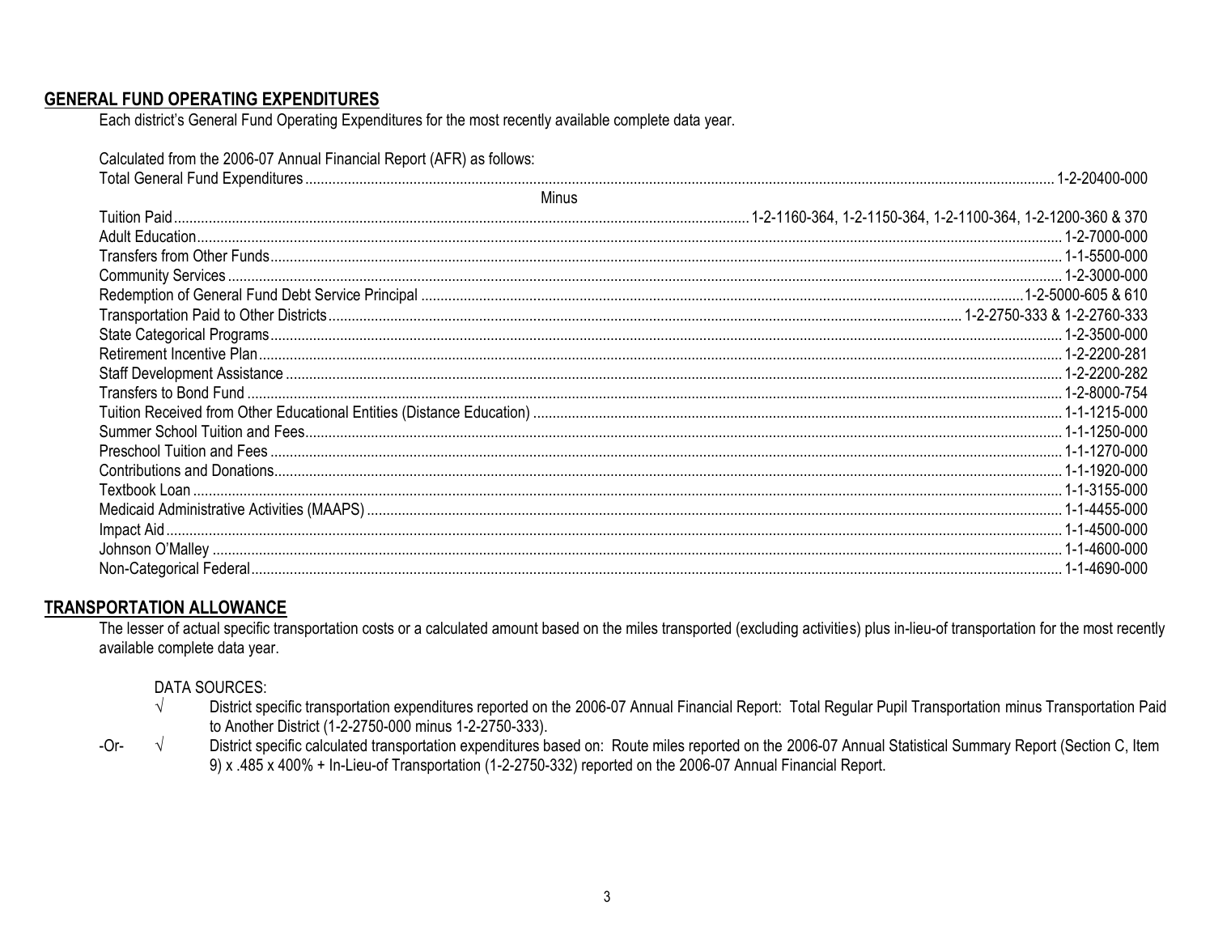## GENERAL FUND OPERATING EXPENDITURES

Each district's General Fund Operating Expenditures for the most recently available complete data year.

Calculated from the 2006-07 Annual Financial Report (AFR) as follows:

| Item | Code |
|---|---|
| Total General Fund Expenditures | 1-2-20400-000 |
| Minus | |
| Tuition Paid | 1-2-1160-364, 1-2-1150-364, 1-2-1100-364, 1-2-1200-360 & 370 |
| Adult Education | 1-2-7000-000 |
| Transfers from Other Funds | 1-1-5500-000 |
| Community Services | 1-2-3000-000 |
| Redemption of General Fund Debt Service Principal | 1-2-5000-605 & 610 |
| Transportation Paid to Other Districts | 1-2-2750-333 & 1-2-2760-333 |
| State Categorical Programs | 1-2-3500-000 |
| Retirement Incentive Plan | 1-2-2200-281 |
| Staff Development Assistance | 1-2-2200-282 |
| Transfers to Bond Fund | 1-2-8000-754 |
| Tuition Received from Other Educational Entities (Distance Education) | 1-1-1215-000 |
| Summer School Tuition and Fees | 1-1-1250-000 |
| Preschool Tuition and Fees | 1-1-1270-000 |
| Contributions and Donations | 1-1-1920-000 |
| Textbook Loan | 1-1-3155-000 |
| Medicaid Administrative Activities (MAAPS) | 1-1-4455-000 |
| Impact Aid | 1-1-4500-000 |
| Johnson O'Malley | 1-1-4600-000 |
| Non-Categorical Federal | 1-1-4690-000 |

## TRANSPORTATION ALLOWANCE

The lesser of actual specific transportation costs or a calculated amount based on the miles transported (excluding activities) plus in-lieu-of transportation for the most recently available complete data year.

DATA SOURCES:

- √ District specific transportation expenditures reported on the 2006-07 Annual Financial Report: Total Regular Pupil Transportation minus Transportation Paid to Another District (1-2-2750-000 minus 1-2-2750-333).

-Or-

- √ District specific calculated transportation expenditures based on: Route miles reported on the 2006-07 Annual Statistical Summary Report (Section C, Item 9) x .485 x 400% + In-Lieu-of Transportation (1-2-2750-332) reported on the 2006-07 Annual Financial Report.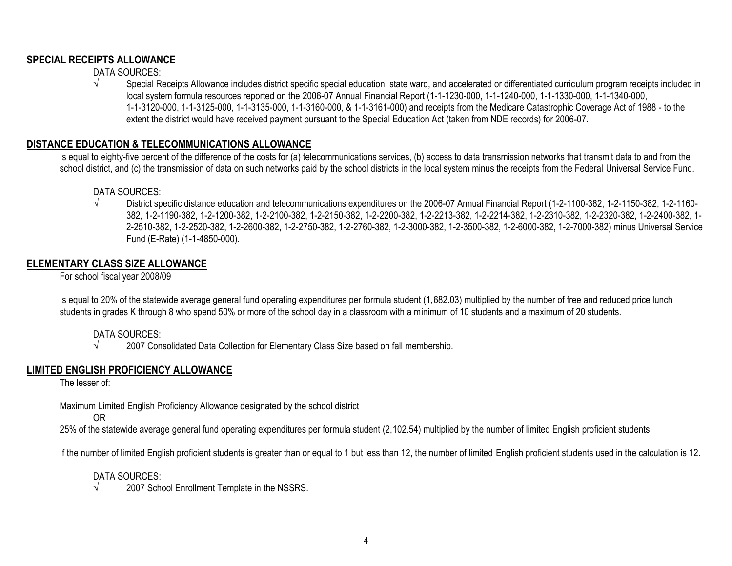## SPECIAL RECEIPTS ALLOWANCE

DATA SOURCES:

- √ Special Receipts Allowance includes district specific special education, state ward, and accelerated or differentiated curriculum program receipts included in local system formula resources reported on the 2006-07 Annual Financial Report (1-1-1230-000, 1-1-1240-000, 1-1-1330-000, 1-1-1340-000, 1-1-3120-000, 1-1-3125-000, 1-1-3135-000, 1-1-3160-000, & 1-1-3161-000) and receipts from the Medicare Catastrophic Coverage Act of 1988 - to the extent the district would have received payment pursuant to the Special Education Act (taken from NDE records) for 2006-07.

## DISTANCE EDUCATION & TELECOMMUNICATIONS ALLOWANCE

Is equal to eighty-five percent of the difference of the costs for (a) telecommunications services, (b) access to data transmission networks that transmit data to and from the school district, and (c) the transmission of data on such networks paid by the school districts in the local system minus the receipts from the Federal Universal Service Fund.

DATA SOURCES:

- √ District specific distance education and telecommunications expenditures on the 2006-07 Annual Financial Report (1-2-1100-382, 1-2-1150-382, 1-2-1160-382, 1-2-1190-382, 1-2-1200-382, 1-2-2100-382, 1-2-2150-382, 1-2-2200-382, 1-2-2213-382, 1-2-2214-382, 1-2-2310-382, 1-2-2320-382, 1-2-2400-382, 1-2-2510-382, 1-2-2520-382, 1-2-2600-382, 1-2-2750-382, 1-2-2760-382, 1-2-3000-382, 1-2-3500-382, 1-2-6000-382, 1-2-7000-382) minus Universal Service Fund (E-Rate) (1-1-4850-000).

## ELEMENTARY CLASS SIZE ALLOWANCE

For school fiscal year 2008/09

Is equal to 20% of the statewide average general fund operating expenditures per formula student (1,682.03) multiplied by the number of free and reduced price lunch students in grades K through 8 who spend 50% or more of the school day in a classroom with a minimum of 10 students and a maximum of 20 students.

DATA SOURCES:

- √ 2007 Consolidated Data Collection for Elementary Class Size based on fall membership.

## LIMITED ENGLISH PROFICIENCY ALLOWANCE

The lesser of:

Maximum Limited English Proficiency Allowance designated by the school district

OR

25% of the statewide average general fund operating expenditures per formula student (2,102.54) multiplied by the number of limited English proficient students.

If the number of limited English proficient students is greater than or equal to 1 but less than 12, the number of limited English proficient students used in the calculation is 12.

DATA SOURCES:

- √ 2007 School Enrollment Template in the NSSRS.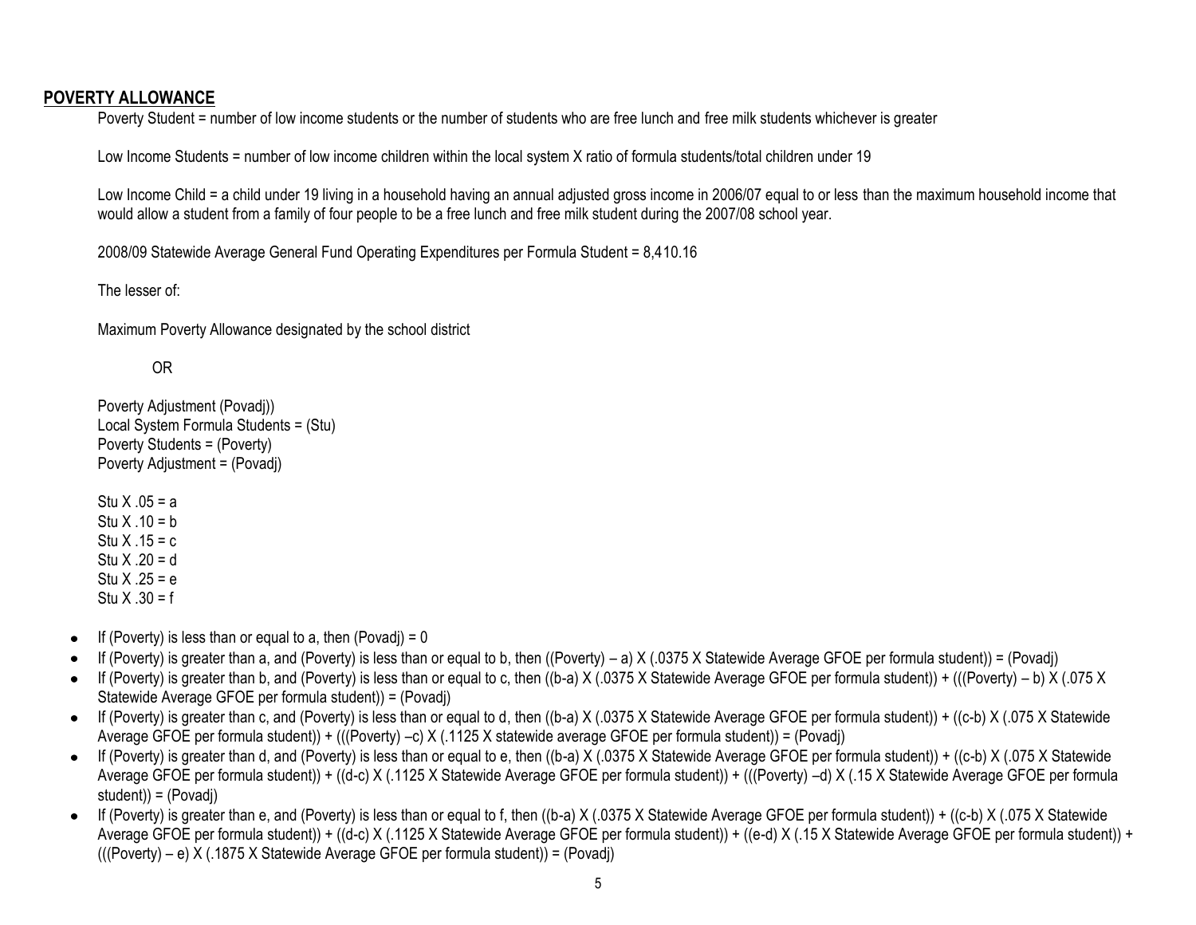## POVERTY ALLOWANCE

Poverty Student = number of low income students or the number of students who are free lunch and free milk students whichever is greater

Low Income Students = number of low income children within the local system X ratio of formula students/total children under 19

Low Income Child = a child under 19 living in a household having an annual adjusted gross income in 2006/07 equal to or less than the maximum household income that would allow a student from a family of four people to be a free lunch and free milk student during the 2007/08 school year.

2008/09 Statewide Average General Fund Operating Expenditures per Formula Student = 8,410.16

The lesser of:

Maximum Poverty Allowance designated by the school district

OR

Poverty Adjustment (Povadj))
Local System Formula Students = (Stu)
Poverty Students = (Poverty)
Poverty Adjustment = (Povadj)

Stu X .05 = a
Stu X .10 = b
Stu X .15 = c
Stu X .20 = d
Stu X .25 = e
Stu X .30 = f

- If (Poverty) is less than or equal to a, then (Povadj) = 0
- If (Poverty) is greater than a, and (Poverty) is less than or equal to b, then ((Poverty) – a) X (.0375 X Statewide Average GFOE per formula student)) = (Povadj)
- If (Poverty) is greater than b, and (Poverty) is less than or equal to c, then ((b-a) X (.0375 X Statewide Average GFOE per formula student)) + (((Poverty) – b) X (.075 X Statewide Average GFOE per formula student)) = (Povadj)
- If (Poverty) is greater than c, and (Poverty) is less than or equal to d, then ((b-a) X (.0375 X Statewide Average GFOE per formula student)) + ((c-b) X (.075 X Statewide Average GFOE per formula student)) + (((Poverty) –c) X (.1125 X statewide average GFOE per formula student)) = (Povadj)
- If (Poverty) is greater than d, and (Poverty) is less than or equal to e, then ((b-a) X (.0375 X Statewide Average GFOE per formula student)) + ((c-b) X (.075 X Statewide Average GFOE per formula student)) + ((d-c) X (.1125 X Statewide Average GFOE per formula student)) + (((Poverty) –d) X (.15 X Statewide Average GFOE per formula student)) = (Povadj)
- If (Poverty) is greater than e, and (Poverty) is less than or equal to f, then ((b-a) X (.0375 X Statewide Average GFOE per formula student)) + ((c-b) X (.075 X Statewide Average GFOE per formula student)) + ((d-c) X (.1125 X Statewide Average GFOE per formula student)) + ((e-d) X (.15 X Statewide Average GFOE per formula student)) + (((Poverty) – e) X (.1875 X Statewide Average GFOE per formula student)) = (Povadj)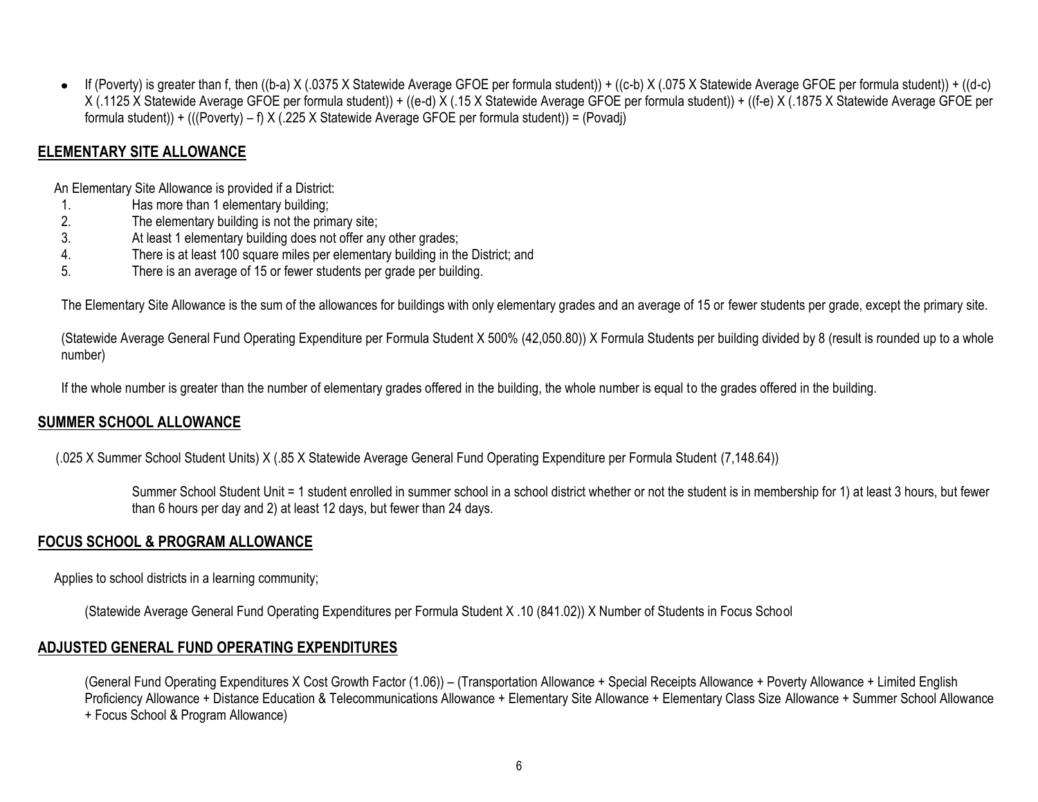- If (Poverty) is greater than f, then ((b-a) X (.0375 X Statewide Average GFOE per formula student)) + ((c-b) X (.075 X Statewide Average GFOE per formula student)) + ((d-c) X (.1125 X Statewide Average GFOE per formula student)) + ((e-d) X (.15 X Statewide Average GFOE per formula student)) + ((f-e) X (.1875 X Statewide Average GFOE per formula student)) + (((Poverty) – f) X (.225 X Statewide Average GFOE per formula student)) = (Povadj)

## ELEMENTARY SITE ALLOWANCE

An Elementary Site Allowance is provided if a District:

1. Has more than 1 elementary building;
2. The elementary building is not the primary site;
3. At least 1 elementary building does not offer any other grades;
4. There is at least 100 square miles per elementary building in the District; and
5. There is an average of 15 or fewer students per grade per building.

The Elementary Site Allowance is the sum of the allowances for buildings with only elementary grades and an average of 15 or fewer students per grade, except the primary site.

(Statewide Average General Fund Operating Expenditure per Formula Student X 500% (42,050.80)) X Formula Students per building divided by 8 (result is rounded up to a whole number)

If the whole number is greater than the number of elementary grades offered in the building, the whole number is equal to the grades offered in the building.

## SUMMER SCHOOL ALLOWANCE

(.025 X Summer School Student Units) X (.85 X Statewide Average General Fund Operating Expenditure per Formula Student (7,148.64))

Summer School Student Unit = 1 student enrolled in summer school in a school district whether or not the student is in membership for 1) at least 3 hours, but fewer than 6 hours per day and 2) at least 12 days, but fewer than 24 days.

## FOCUS SCHOOL & PROGRAM ALLOWANCE

Applies to school districts in a learning community;

(Statewide Average General Fund Operating Expenditures per Formula Student X .10 (841.02)) X Number of Students in Focus School

## ADJUSTED GENERAL FUND OPERATING EXPENDITURES

(General Fund Operating Expenditures X Cost Growth Factor (1.06)) – (Transportation Allowance + Special Receipts Allowance + Poverty Allowance + Limited English Proficiency Allowance + Distance Education & Telecommunications Allowance + Elementary Site Allowance + Elementary Class Size Allowance + Summer School Allowance + Focus School & Program Allowance)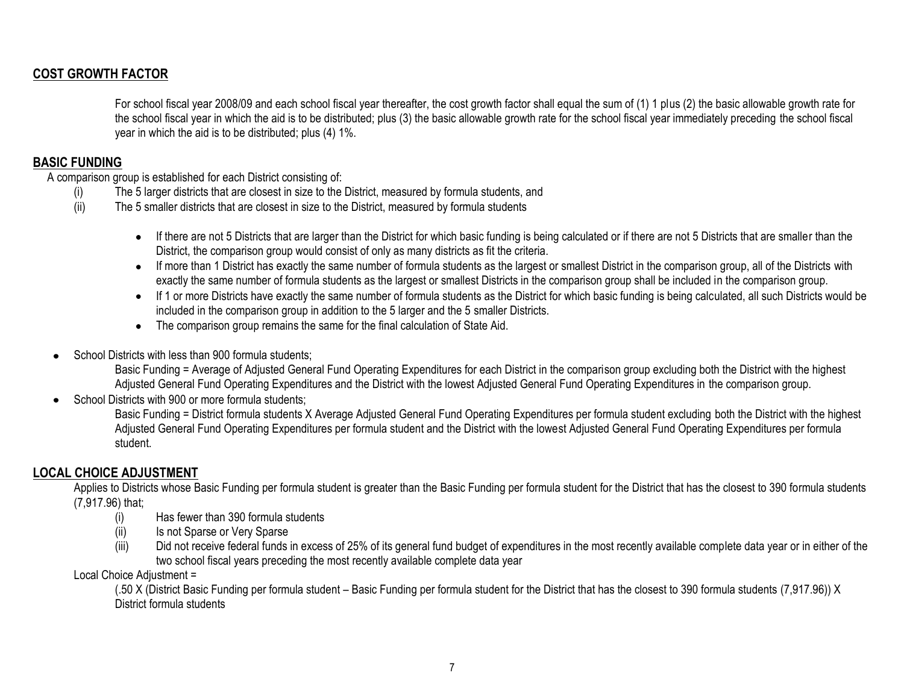## COST GROWTH FACTOR

For school fiscal year 2008/09 and each school fiscal year thereafter, the cost growth factor shall equal the sum of (1) 1 plus (2) the basic allowable growth rate for the school fiscal year in which the aid is to be distributed; plus (3) the basic allowable growth rate for the school fiscal year immediately preceding the school fiscal year in which the aid is to be distributed; plus (4) 1%.

## BASIC FUNDING

A comparison group is established for each District consisting of:

(i) The 5 larger districts that are closest in size to the District, measured by formula students, and

(ii) The 5 smaller districts that are closest in size to the District, measured by formula students

- If there are not 5 Districts that are larger than the District for which basic funding is being calculated or if there are not 5 Districts that are smaller than the District, the comparison group would consist of only as many districts as fit the criteria.
- If more than 1 District has exactly the same number of formula students as the largest or smallest District in the comparison group, all of the Districts with exactly the same number of formula students as the largest or smallest Districts in the comparison group shall be included in the comparison group.
- If 1 or more Districts have exactly the same number of formula students as the District for which basic funding is being calculated, all such Districts would be included in the comparison group in addition to the 5 larger and the 5 smaller Districts.
- The comparison group remains the same for the final calculation of State Aid.

- School Districts with less than 900 formula students;

  Basic Funding = Average of Adjusted General Fund Operating Expenditures for each District in the comparison group excluding both the District with the highest Adjusted General Fund Operating Expenditures and the District with the lowest Adjusted General Fund Operating Expenditures in the comparison group.

- School Districts with 900 or more formula students;

  Basic Funding = District formula students X Average Adjusted General Fund Operating Expenditures per formula student excluding both the District with the highest Adjusted General Fund Operating Expenditures per formula student and the District with the lowest Adjusted General Fund Operating Expenditures per formula student.

## LOCAL CHOICE ADJUSTMENT

Applies to Districts whose Basic Funding per formula student is greater than the Basic Funding per formula student for the District that has the closest to 390 formula students (7,917.96) that;

(i) Has fewer than 390 formula students

(ii) Is not Sparse or Very Sparse

(iii) Did not receive federal funds in excess of 25% of its general fund budget of expenditures in the most recently available complete data year or in either of the two school fiscal years preceding the most recently available complete data year

Local Choice Adjustment =

(.50 X (District Basic Funding per formula student – Basic Funding per formula student for the District that has the closest to 390 formula students (7,917.96)) X District formula students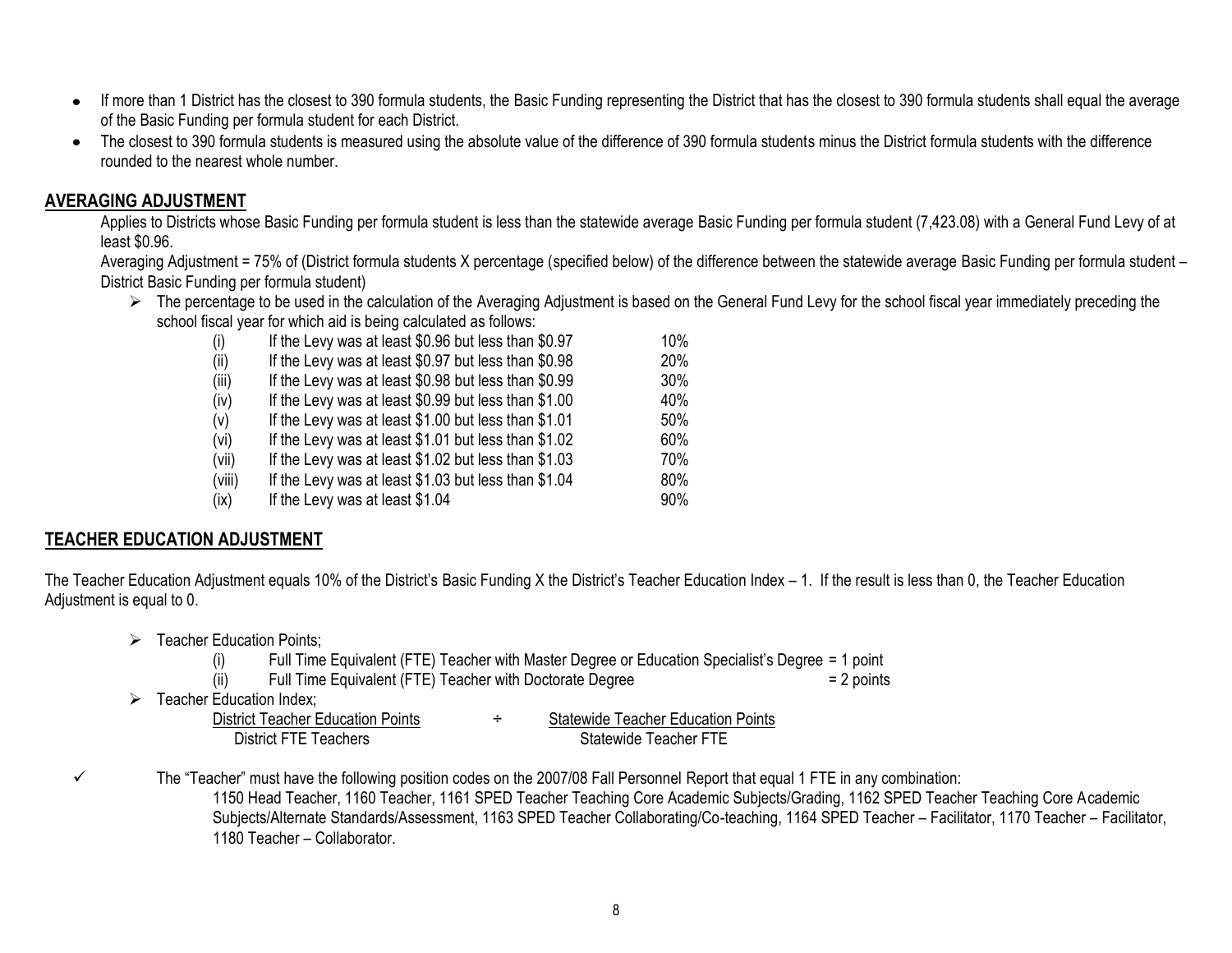- If more than 1 District has the closest to 390 formula students, the Basic Funding representing the District that has the closest to 390 formula students shall equal the average of the Basic Funding per formula student for each District.
- The closest to 390 formula students is measured using the absolute value of the difference of 390 formula students minus the District formula students with the difference rounded to the nearest whole number.

## AVERAGING ADJUSTMENT

Applies to Districts whose Basic Funding per formula student is less than the statewide average Basic Funding per formula student (7,423.08) with a General Fund Levy of at least $0.96.

Averaging Adjustment = 75% of (District formula students X percentage (specified below) of the difference between the statewide average Basic Funding per formula student – District Basic Funding per formula student)

- The percentage to be used in the calculation of the Averaging Adjustment is based on the General Fund Levy for the school fiscal year immediately preceding the school fiscal year for which aid is being calculated as follows:

| | | |
|---|---|---|
| (i) | If the Levy was at least $0.96 but less than $0.97 | 10% |
| (ii) | If the Levy was at least $0.97 but less than $0.98 | 20% |
| (iii) | If the Levy was at least $0.98 but less than $0.99 | 30% |
| (iv) | If the Levy was at least $0.99 but less than $1.00 | 40% |
| (v) | If the Levy was at least $1.00 but less than $1.01 | 50% |
| (vi) | If the Levy was at least $1.01 but less than $1.02 | 60% |
| (vii) | If the Levy was at least $1.02 but less than $1.03 | 70% |
| (viii) | If the Levy was at least $1.03 but less than $1.04 | 80% |
| (ix) | If the Levy was at least $1.04 | 90% |

## TEACHER EDUCATION ADJUSTMENT

The Teacher Education Adjustment equals 10% of the District's Basic Funding X the District's Teacher Education Index – 1. If the result is less than 0, the Teacher Education Adjustment is equal to 0.

- Teacher Education Points;
  - (i) Full Time Equivalent (FTE) Teacher with Master Degree or Education Specialist's Degree = 1 point
  - (ii) Full Time Equivalent (FTE) Teacher with Doctorate Degree = 2 points
- Teacher Education Index;

$$\frac{\text{District Teacher Education Points}}{\text{District FTE Teachers}} \div \frac{\text{Statewide Teacher Education Points}}{\text{Statewide Teacher FTE}}$$

- ✓ The "Teacher" must have the following position codes on the 2007/08 Fall Personnel Report that equal 1 FTE in any combination:
  1150 Head Teacher, 1160 Teacher, 1161 SPED Teacher Teaching Core Academic Subjects/Grading, 1162 SPED Teacher Teaching Core Academic Subjects/Alternate Standards/Assessment, 1163 SPED Teacher Collaborating/Co-teaching, 1164 SPED Teacher – Facilitator, 1170 Teacher – Facilitator, 1180 Teacher – Collaborator.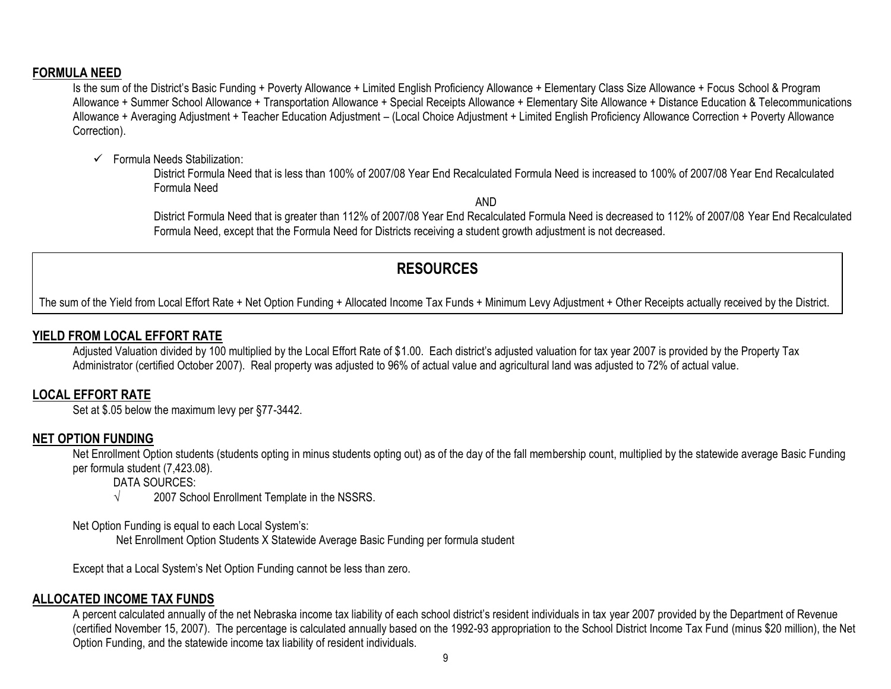## FORMULA NEED

Is the sum of the District's Basic Funding + Poverty Allowance + Limited English Proficiency Allowance + Elementary Class Size Allowance + Focus School & Program Allowance + Summer School Allowance + Transportation Allowance + Special Receipts Allowance + Elementary Site Allowance + Distance Education & Telecommunications Allowance + Averaging Adjustment + Teacher Education Adjustment – (Local Choice Adjustment + Limited English Proficiency Allowance Correction + Poverty Allowance Correction).

- ✓ Formula Needs Stabilization:

  District Formula Need that is less than 100% of 2007/08 Year End Recalculated Formula Need is increased to 100% of 2007/08 Year End Recalculated Formula Need

  AND

  District Formula Need that is greater than 112% of 2007/08 Year End Recalculated Formula Need is decreased to 112% of 2007/08 Year End Recalculated Formula Need, except that the Formula Need for Districts receiving a student growth adjustment is not decreased.

# RESOURCES

The sum of the Yield from Local Effort Rate + Net Option Funding + Allocated Income Tax Funds + Minimum Levy Adjustment + Other Receipts actually received by the District.

## YIELD FROM LOCAL EFFORT RATE

Adjusted Valuation divided by 100 multiplied by the Local Effort Rate of $1.00. Each district's adjusted valuation for tax year 2007 is provided by the Property Tax Administrator (certified October 2007). Real property was adjusted to 96% of actual value and agricultural land was adjusted to 72% of actual value.

## LOCAL EFFORT RATE

Set at $.05 below the maximum levy per §77-3442.

## NET OPTION FUNDING

Net Enrollment Option students (students opting in minus students opting out) as of the day of the fall membership count, multiplied by the statewide average Basic Funding per formula student (7,423.08).

DATA SOURCES:

- √ 2007 School Enrollment Template in the NSSRS.

Net Option Funding is equal to each Local System's:

Net Enrollment Option Students X Statewide Average Basic Funding per formula student

Except that a Local System's Net Option Funding cannot be less than zero.

## ALLOCATED INCOME TAX FUNDS

A percent calculated annually of the net Nebraska income tax liability of each school district's resident individuals in tax year 2007 provided by the Department of Revenue (certified November 15, 2007). The percentage is calculated annually based on the 1992-93 appropriation to the School District Income Tax Fund (minus $20 million), the Net Option Funding, and the statewide income tax liability of resident individuals.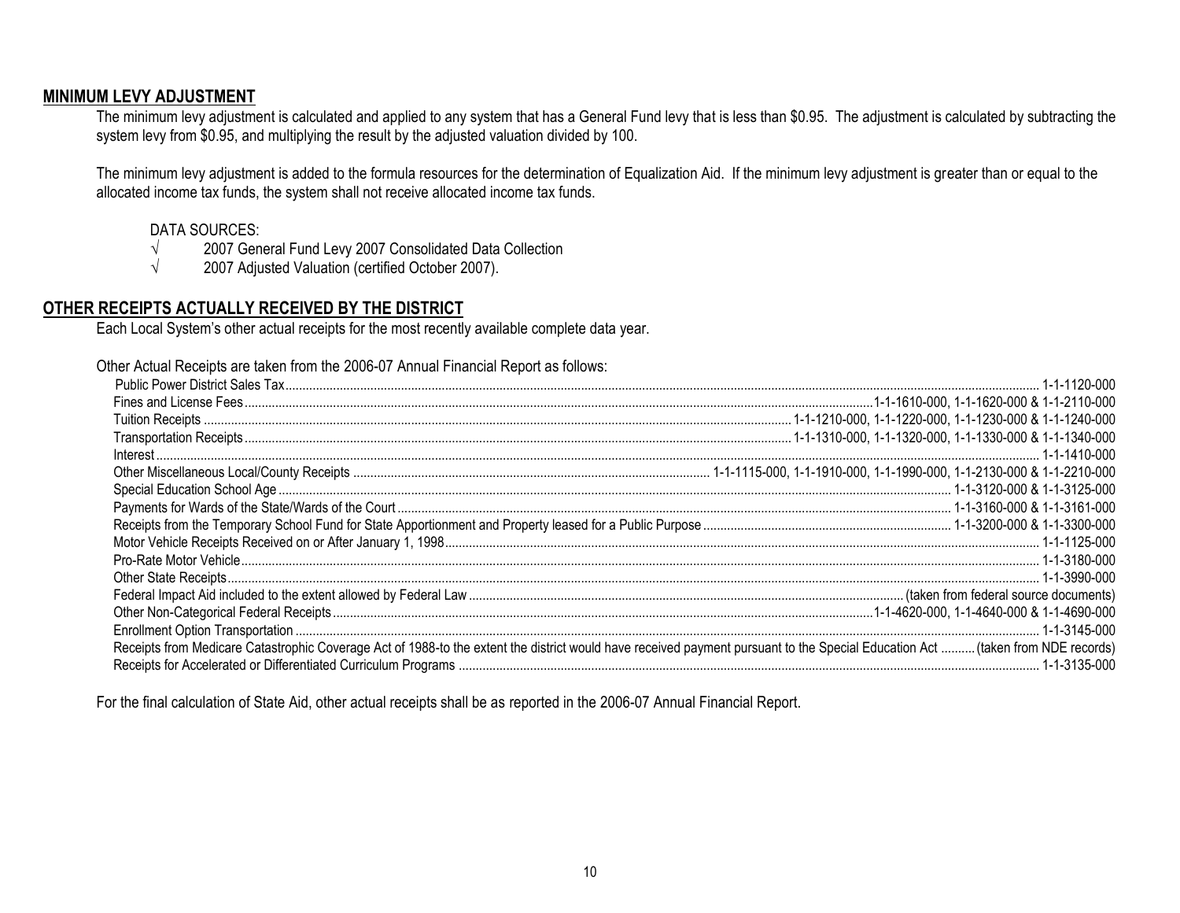## MINIMUM LEVY ADJUSTMENT

The minimum levy adjustment is calculated and applied to any system that has a General Fund levy that is less than \$0.95. The adjustment is calculated by subtracting the system levy from \$0.95, and multiplying the result by the adjusted valuation divided by 100.

The minimum levy adjustment is added to the formula resources for the determination of Equalization Aid. If the minimum levy adjustment is greater than or equal to the allocated income tax funds, the system shall not receive allocated income tax funds.

DATA SOURCES:

- √ 2007 General Fund Levy 2007 Consolidated Data Collection
- √ 2007 Adjusted Valuation (certified October 2007).

## OTHER RECEIPTS ACTUALLY RECEIVED BY THE DISTRICT

Each Local System's other actual receipts for the most recently available complete data year.

Other Actual Receipts are taken from the 2006-07 Annual Financial Report as follows:

| Receipt | Account |
|---|---|
| Public Power District Sales Tax | 1-1-1120-000 |
| Fines and License Fees | 1-1-1610-000, 1-1-1620-000 & 1-1-2110-000 |
| Tuition Receipts | 1-1-1210-000, 1-1-1220-000, 1-1-1230-000 & 1-1-1240-000 |
| Transportation Receipts | 1-1-1310-000, 1-1-1320-000, 1-1-1330-000 & 1-1-1340-000 |
| Interest | 1-1-1410-000 |
| Other Miscellaneous Local/County Receipts | 1-1-1115-000, 1-1-1910-000, 1-1-1990-000, 1-1-2130-000 & 1-1-2210-000 |
| Special Education School Age | 1-1-3120-000 & 1-1-3125-000 |
| Payments for Wards of the State/Wards of the Court | 1-1-3160-000 & 1-1-3161-000 |
| Receipts from the Temporary School Fund for State Apportionment and Property leased for a Public Purpose | 1-1-3200-000 & 1-1-3300-000 |
| Motor Vehicle Receipts Received on or After January 1, 1998 | 1-1-1125-000 |
| Pro-Rate Motor Vehicle | 1-1-3180-000 |
| Other State Receipts | 1-1-3990-000 |
| Federal Impact Aid included to the extent allowed by Federal Law | (taken from federal source documents) |
| Other Non-Categorical Federal Receipts | 1-1-4620-000, 1-1-4640-000 & 1-1-4690-000 |
| Enrollment Option Transportation | 1-1-3145-000 |
| Receipts from Medicare Catastrophic Coverage Act of 1988-to the extent the district would have received payment pursuant to the Special Education Act | (taken from NDE records) |
| Receipts for Accelerated or Differentiated Curriculum Programs | 1-1-3135-000 |

For the final calculation of State Aid, other actual receipts shall be as reported in the 2006-07 Annual Financial Report.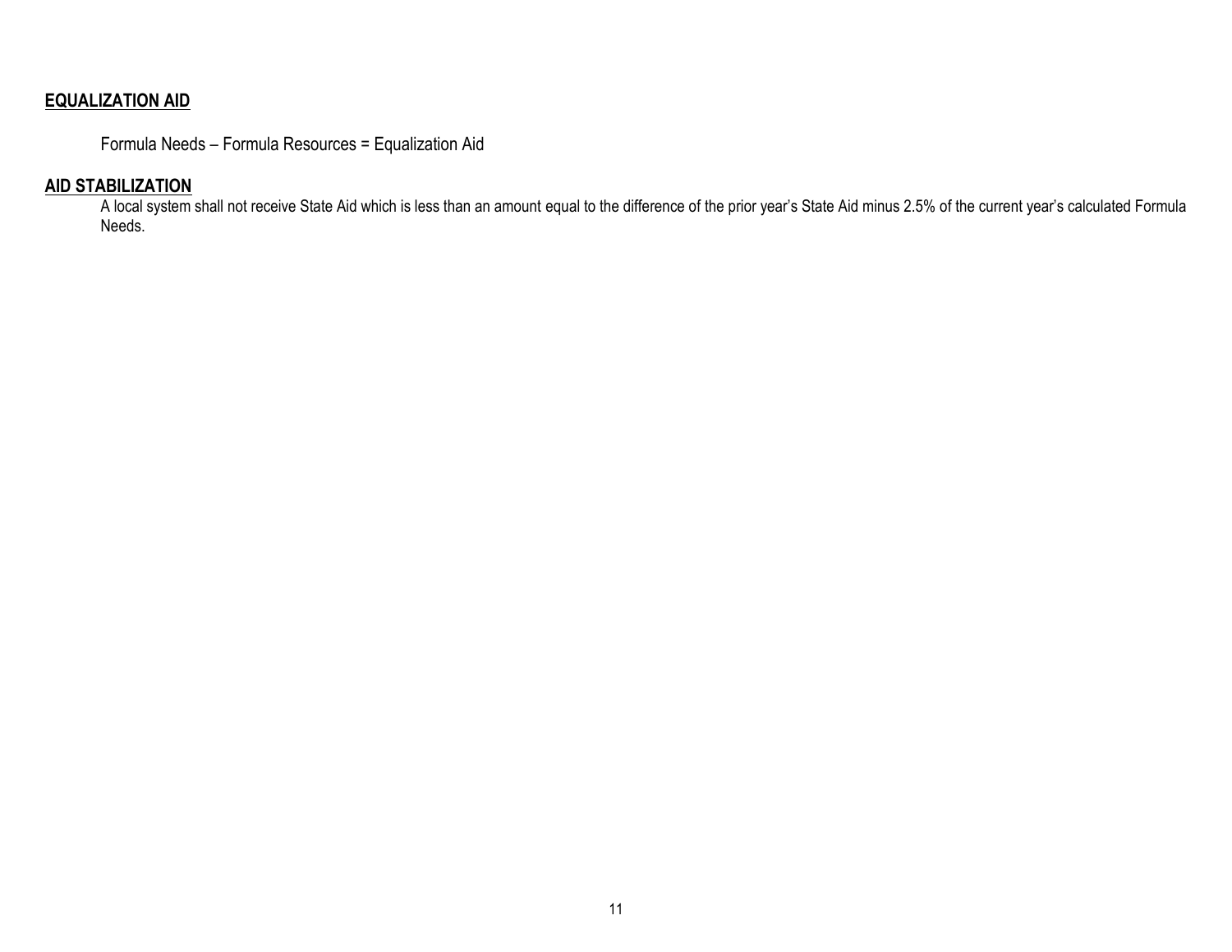## EQUALIZATION AID

Formula Needs – Formula Resources = Equalization Aid

## AID STABILIZATION

A local system shall not receive State Aid which is less than an amount equal to the difference of the prior year's State Aid minus 2.5% of the current year's calculated Formula Needs.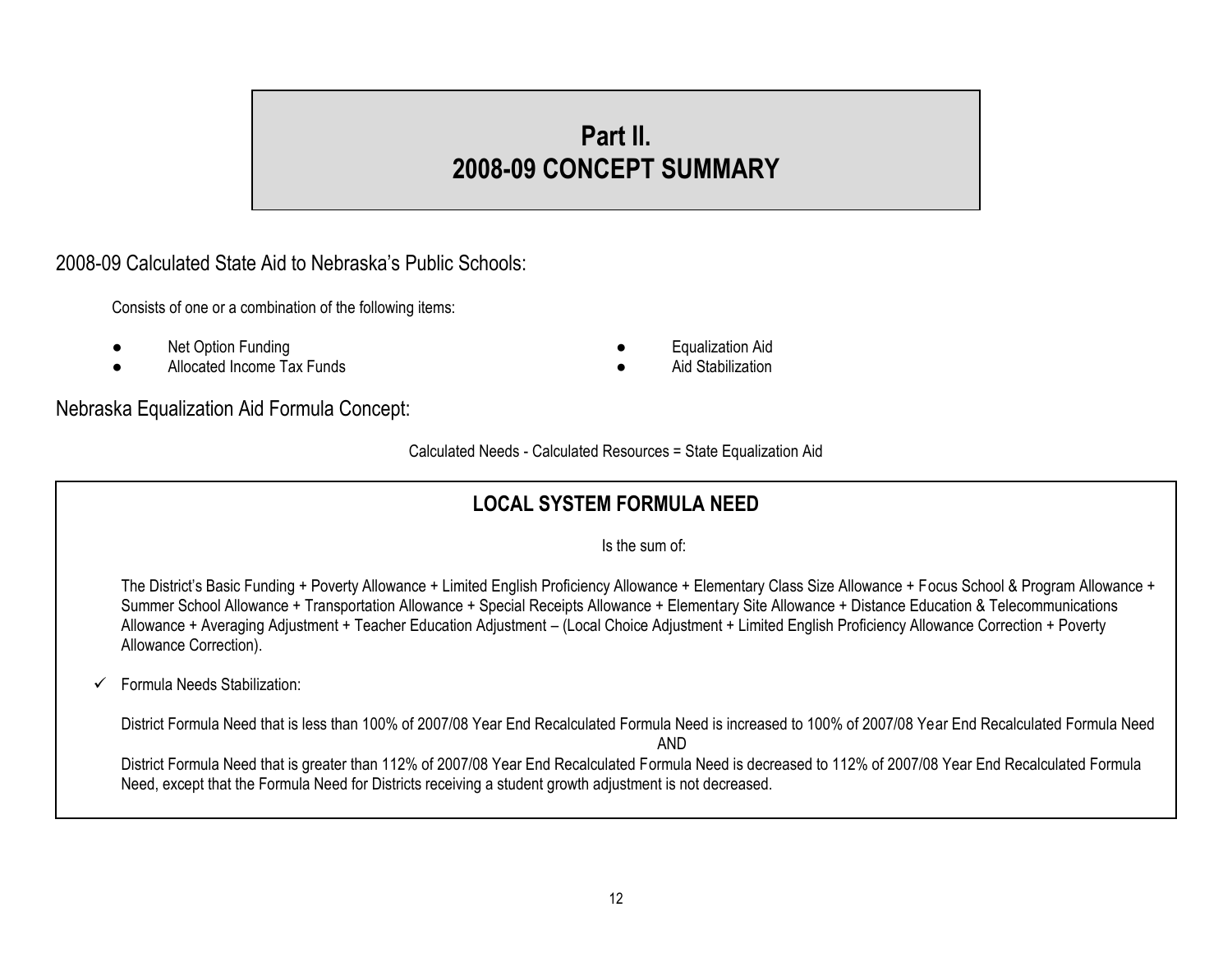# Part II.
# 2008-09 CONCEPT SUMMARY

## 2008-09 Calculated State Aid to Nebraska's Public Schools:

Consists of one or a combination of the following items:

- Net Option Funding
- Allocated Income Tax Funds
- Equalization Aid
- Aid Stabilization

## Nebraska Equalization Aid Formula Concept:

Calculated Needs - Calculated Resources = State Equalization Aid

### LOCAL SYSTEM FORMULA NEED

Is the sum of:

The District's Basic Funding + Poverty Allowance + Limited English Proficiency Allowance + Elementary Class Size Allowance + Focus School & Program Allowance + Summer School Allowance + Transportation Allowance + Special Receipts Allowance + Elementary Site Allowance + Distance Education & Telecommunications Allowance + Averaging Adjustment + Teacher Education Adjustment – (Local Choice Adjustment + Limited English Proficiency Allowance Correction + Poverty Allowance Correction).

✓ Formula Needs Stabilization:

District Formula Need that is less than 100% of 2007/08 Year End Recalculated Formula Need is increased to 100% of 2007/08 Year End Recalculated Formula Need

AND

District Formula Need that is greater than 112% of 2007/08 Year End Recalculated Formula Need is decreased to 112% of 2007/08 Year End Recalculated Formula Need, except that the Formula Need for Districts receiving a student growth adjustment is not decreased.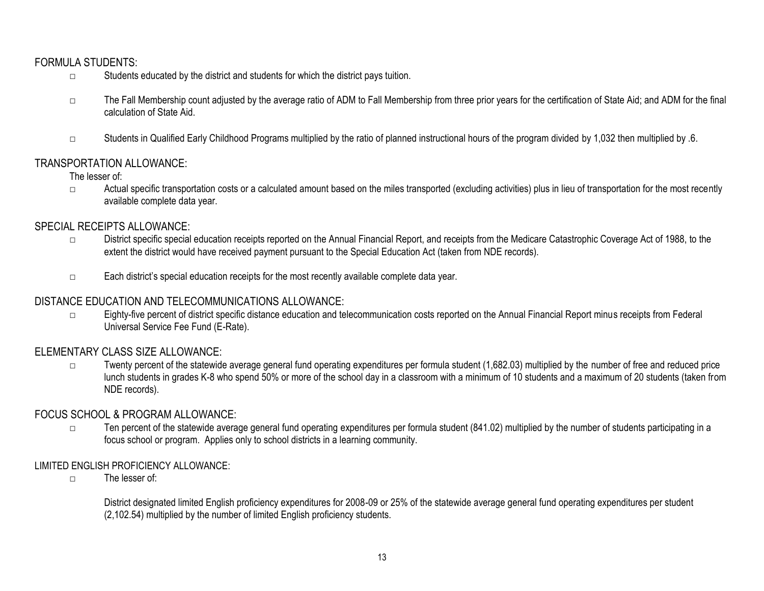## FORMULA STUDENTS:

- Students educated by the district and students for which the district pays tuition.
- The Fall Membership count adjusted by the average ratio of ADM to Fall Membership from three prior years for the certification of State Aid; and ADM for the final calculation of State Aid.
- Students in Qualified Early Childhood Programs multiplied by the ratio of planned instructional hours of the program divided by 1,032 then multiplied by .6.

## TRANSPORTATION ALLOWANCE:

The lesser of:

- Actual specific transportation costs or a calculated amount based on the miles transported (excluding activities) plus in lieu of transportation for the most recently available complete data year.

## SPECIAL RECEIPTS ALLOWANCE:

- District specific special education receipts reported on the Annual Financial Report, and receipts from the Medicare Catastrophic Coverage Act of 1988, to the extent the district would have received payment pursuant to the Special Education Act (taken from NDE records).
- Each district's special education receipts for the most recently available complete data year.

## DISTANCE EDUCATION AND TELECOMMUNICATIONS ALLOWANCE:

- Eighty-five percent of district specific distance education and telecommunication costs reported on the Annual Financial Report minus receipts from Federal Universal Service Fee Fund (E-Rate).

## ELEMENTARY CLASS SIZE ALLOWANCE:

- Twenty percent of the statewide average general fund operating expenditures per formula student (1,682.03) multiplied by the number of free and reduced price lunch students in grades K-8 who spend 50% or more of the school day in a classroom with a minimum of 10 students and a maximum of 20 students (taken from NDE records).

## FOCUS SCHOOL & PROGRAM ALLOWANCE:

- Ten percent of the statewide average general fund operating expenditures per formula student (841.02) multiplied by the number of students participating in a focus school or program. Applies only to school districts in a learning community.

## LIMITED ENGLISH PROFICIENCY ALLOWANCE:

- The lesser of:

  District designated limited English proficiency expenditures for 2008-09 or 25% of the statewide average general fund operating expenditures per student (2,102.54) multiplied by the number of limited English proficiency students.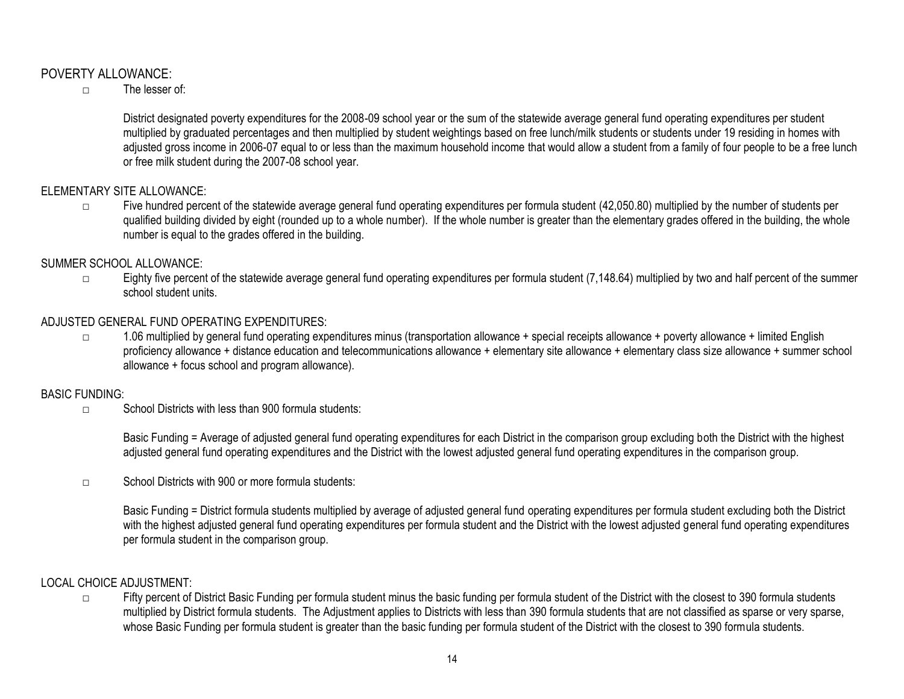## POVERTY ALLOWANCE:

- The lesser of:

  District designated poverty expenditures for the 2008-09 school year or the sum of the statewide average general fund operating expenditures per student multiplied by graduated percentages and then multiplied by student weightings based on free lunch/milk students or students under 19 residing in homes with adjusted gross income in 2006-07 equal to or less than the maximum household income that would allow a student from a family of four people to be a free lunch or free milk student during the 2007-08 school year.

## ELEMENTARY SITE ALLOWANCE:

- Five hundred percent of the statewide average general fund operating expenditures per formula student (42,050.80) multiplied by the number of students per qualified building divided by eight (rounded up to a whole number). If the whole number is greater than the elementary grades offered in the building, the whole number is equal to the grades offered in the building.

## SUMMER SCHOOL ALLOWANCE:

- Eighty five percent of the statewide average general fund operating expenditures per formula student (7,148.64) multiplied by two and half percent of the summer school student units.

## ADJUSTED GENERAL FUND OPERATING EXPENDITURES:

- 1.06 multiplied by general fund operating expenditures minus (transportation allowance + special receipts allowance + poverty allowance + limited English proficiency allowance + distance education and telecommunications allowance + elementary site allowance + elementary class size allowance + summer school allowance + focus school and program allowance).

## BASIC FUNDING:

- School Districts with less than 900 formula students:

  Basic Funding = Average of adjusted general fund operating expenditures for each District in the comparison group excluding both the District with the highest adjusted general fund operating expenditures and the District with the lowest adjusted general fund operating expenditures in the comparison group.

- School Districts with 900 or more formula students:

  Basic Funding = District formula students multiplied by average of adjusted general fund operating expenditures per formula student excluding both the District with the highest adjusted general fund operating expenditures per formula student and the District with the lowest adjusted general fund operating expenditures per formula student in the comparison group.

## LOCAL CHOICE ADJUSTMENT:

- Fifty percent of District Basic Funding per formula student minus the basic funding per formula student of the District with the closest to 390 formula students multiplied by District formula students. The Adjustment applies to Districts with less than 390 formula students that are not classified as sparse or very sparse, whose Basic Funding per formula student is greater than the basic funding per formula student of the District with the closest to 390 formula students.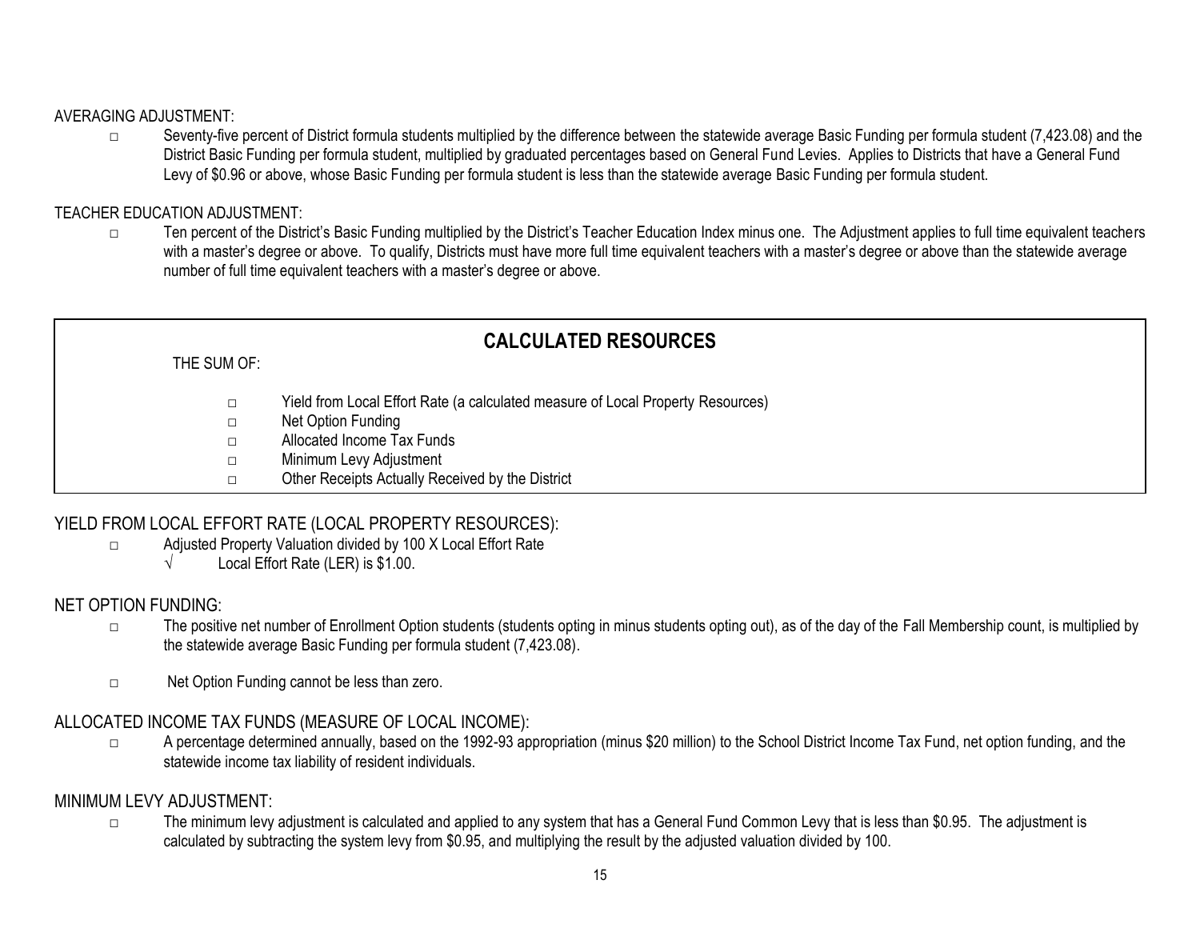AVERAGING ADJUSTMENT:

- Seventy-five percent of District formula students multiplied by the difference between the statewide average Basic Funding per formula student (7,423.08) and the District Basic Funding per formula student, multiplied by graduated percentages based on General Fund Levies. Applies to Districts that have a General Fund Levy of $0.96 or above, whose Basic Funding per formula student is less than the statewide average Basic Funding per formula student.

TEACHER EDUCATION ADJUSTMENT:

- Ten percent of the District's Basic Funding multiplied by the District's Teacher Education Index minus one. The Adjustment applies to full time equivalent teachers with a master's degree or above. To qualify, Districts must have more full time equivalent teachers with a master's degree or above than the statewide average number of full time equivalent teachers with a master's degree or above.

## CALCULATED RESOURCES

THE SUM OF:

- Yield from Local Effort Rate (a calculated measure of Local Property Resources)
- Net Option Funding
- Allocated Income Tax Funds
- Minimum Levy Adjustment
- Other Receipts Actually Received by the District

YIELD FROM LOCAL EFFORT RATE (LOCAL PROPERTY RESOURCES):

- Adjusted Property Valuation divided by 100 X Local Effort Rate
  - √ Local Effort Rate (LER) is $1.00.

NET OPTION FUNDING:

- The positive net number of Enrollment Option students (students opting in minus students opting out), as of the day of the Fall Membership count, is multiplied by the statewide average Basic Funding per formula student (7,423.08).
- Net Option Funding cannot be less than zero.

ALLOCATED INCOME TAX FUNDS (MEASURE OF LOCAL INCOME):

- A percentage determined annually, based on the 1992-93 appropriation (minus $20 million) to the School District Income Tax Fund, net option funding, and the statewide income tax liability of resident individuals.

MINIMUM LEVY ADJUSTMENT:

- The minimum levy adjustment is calculated and applied to any system that has a General Fund Common Levy that is less than $0.95. The adjustment is calculated by subtracting the system levy from $0.95, and multiplying the result by the adjusted valuation divided by 100.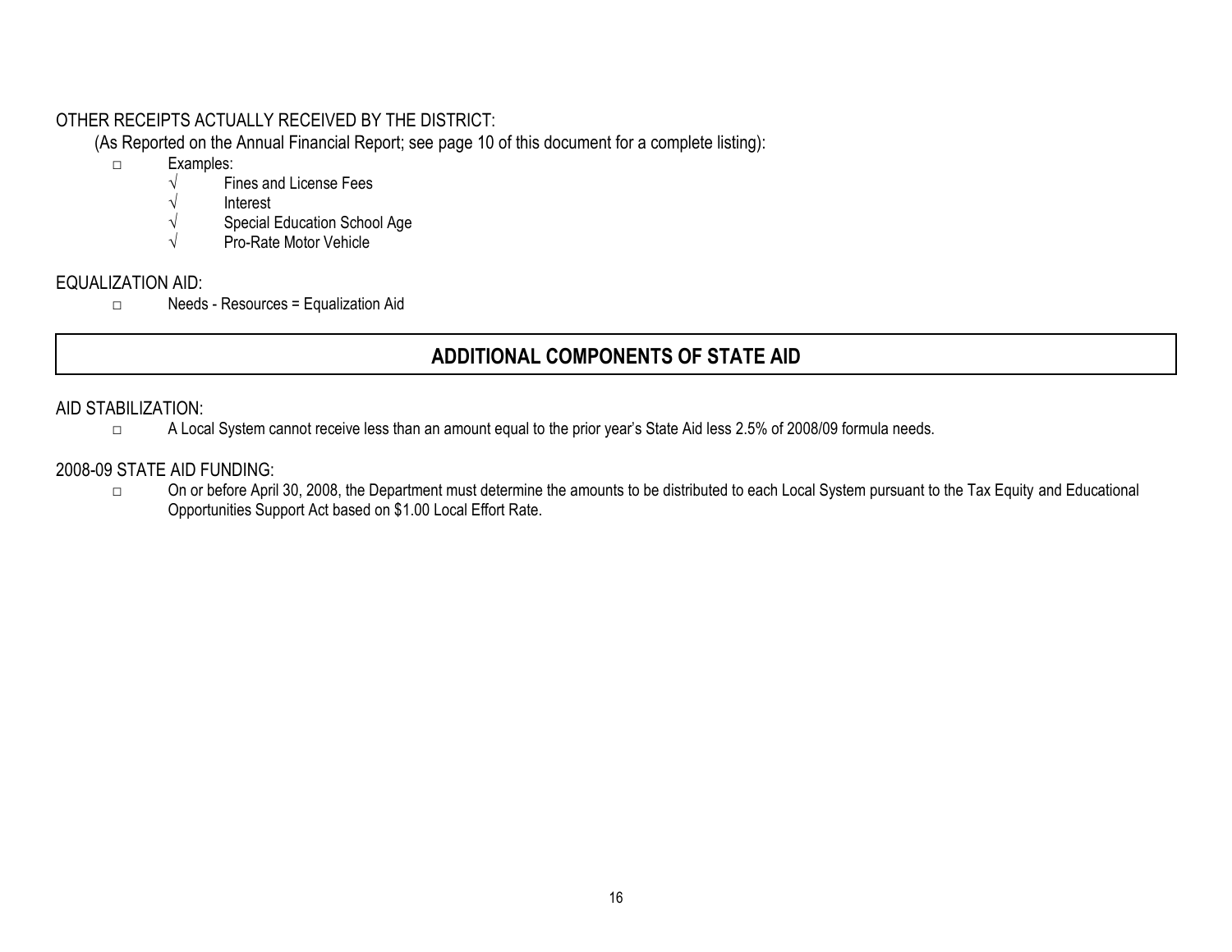OTHER RECEIPTS ACTUALLY RECEIVED BY THE DISTRICT:

(As Reported on the Annual Financial Report; see page 10 of this document for a complete listing):

- Examples:
  - √ Fines and License Fees
  - √ Interest
  - √ Special Education School Age
  - √ Pro-Rate Motor Vehicle

EQUALIZATION AID:

- Needs - Resources = Equalization Aid

## ADDITIONAL COMPONENTS OF STATE AID

AID STABILIZATION:

- A Local System cannot receive less than an amount equal to the prior year's State Aid less 2.5% of 2008/09 formula needs.

2008-09 STATE AID FUNDING:

- On or before April 30, 2008, the Department must determine the amounts to be distributed to each Local System pursuant to the Tax Equity and Educational Opportunities Support Act based on $1.00 Local Effort Rate.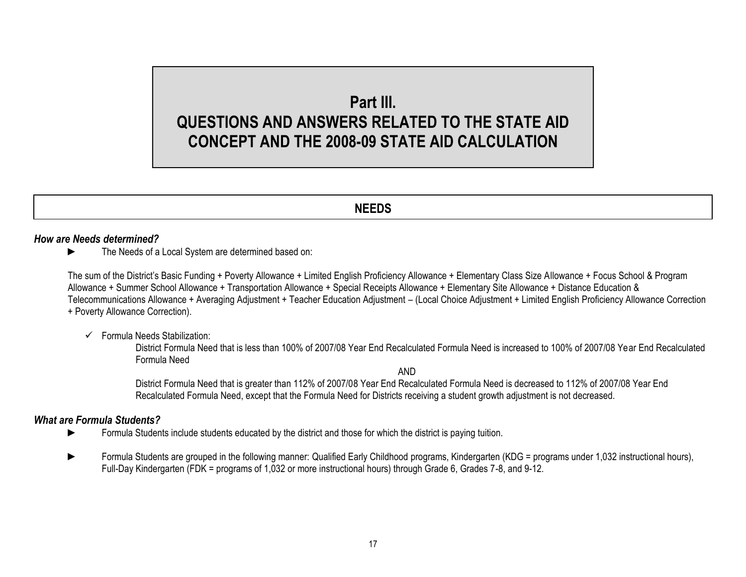# Part III. QUESTIONS AND ANSWERS RELATED TO THE STATE AID CONCEPT AND THE 2008-09 STATE AID CALCULATION

## NEEDS

### *How are Needs determined?*

► The Needs of a Local System are determined based on:

The sum of the District's Basic Funding + Poverty Allowance + Limited English Proficiency Allowance + Elementary Class Size Allowance + Focus School & Program Allowance + Summer School Allowance + Transportation Allowance + Special Receipts Allowance + Elementary Site Allowance + Distance Education & Telecommunications Allowance + Averaging Adjustment + Teacher Education Adjustment – (Local Choice Adjustment + Limited English Proficiency Allowance Correction + Poverty Allowance Correction).

- ✓ Formula Needs Stabilization:

  District Formula Need that is less than 100% of 2007/08 Year End Recalculated Formula Need is increased to 100% of 2007/08 Year End Recalculated Formula Need

  AND

  District Formula Need that is greater than 112% of 2007/08 Year End Recalculated Formula Need is decreased to 112% of 2007/08 Year End Recalculated Formula Need, except that the Formula Need for Districts receiving a student growth adjustment is not decreased.

### *What are Formula Students?*

► Formula Students include students educated by the district and those for which the district is paying tuition.

► Formula Students are grouped in the following manner: Qualified Early Childhood programs, Kindergarten (KDG = programs under 1,032 instructional hours), Full-Day Kindergarten (FDK = programs of 1,032 or more instructional hours) through Grade 6, Grades 7-8, and 9-12.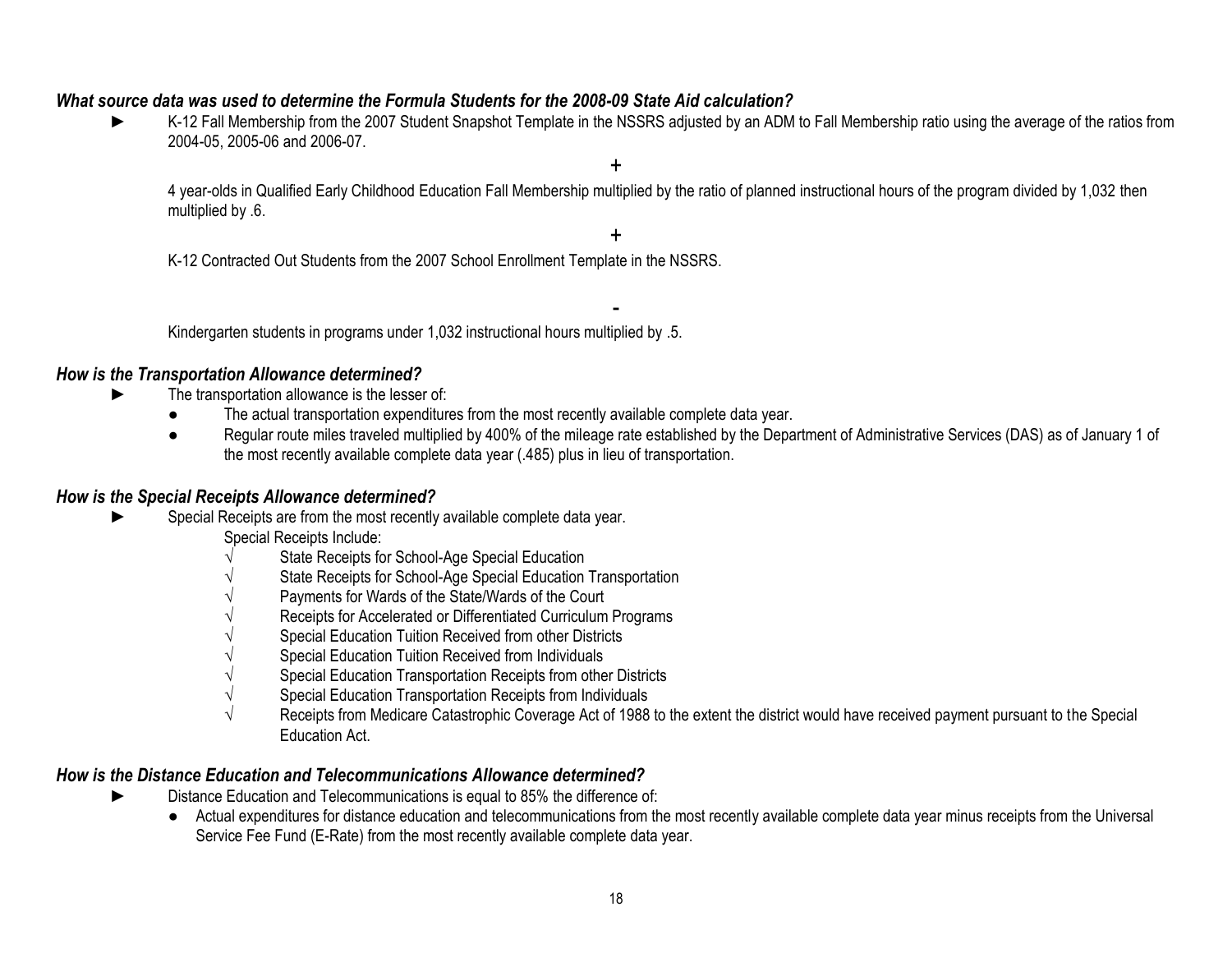***What source data was used to determine the Formula Students for the 2008-09 State Aid calculation?***

► K-12 Fall Membership from the 2007 Student Snapshot Template in the NSSRS adjusted by an ADM to Fall Membership ratio using the average of the ratios from 2004-05, 2005-06 and 2006-07.

+

4 year-olds in Qualified Early Childhood Education Fall Membership multiplied by the ratio of planned instructional hours of the program divided by 1,032 then multiplied by .6.

+

K-12 Contracted Out Students from the 2007 School Enrollment Template in the NSSRS.

-

Kindergarten students in programs under 1,032 instructional hours multiplied by .5.

***How is the Transportation Allowance determined?***

► The transportation allowance is the lesser of:

- The actual transportation expenditures from the most recently available complete data year.
- Regular route miles traveled multiplied by 400% of the mileage rate established by the Department of Administrative Services (DAS) as of January 1 of the most recently available complete data year (.485) plus in lieu of transportation.

***How is the Special Receipts Allowance determined?***

► Special Receipts are from the most recently available complete data year.

Special Receipts Include:

- √ State Receipts for School-Age Special Education
- √ State Receipts for School-Age Special Education Transportation
- √ Payments for Wards of the State/Wards of the Court
- √ Receipts for Accelerated or Differentiated Curriculum Programs
- √ Special Education Tuition Received from other Districts
- √ Special Education Tuition Received from Individuals
- √ Special Education Transportation Receipts from other Districts
- √ Special Education Transportation Receipts from Individuals
- √ Receipts from Medicare Catastrophic Coverage Act of 1988 to the extent the district would have received payment pursuant to the Special Education Act.

***How is the Distance Education and Telecommunications Allowance determined?***

► Distance Education and Telecommunications is equal to 85% the difference of:

- Actual expenditures for distance education and telecommunications from the most recently available complete data year minus receipts from the Universal Service Fee Fund (E-Rate) from the most recently available complete data year.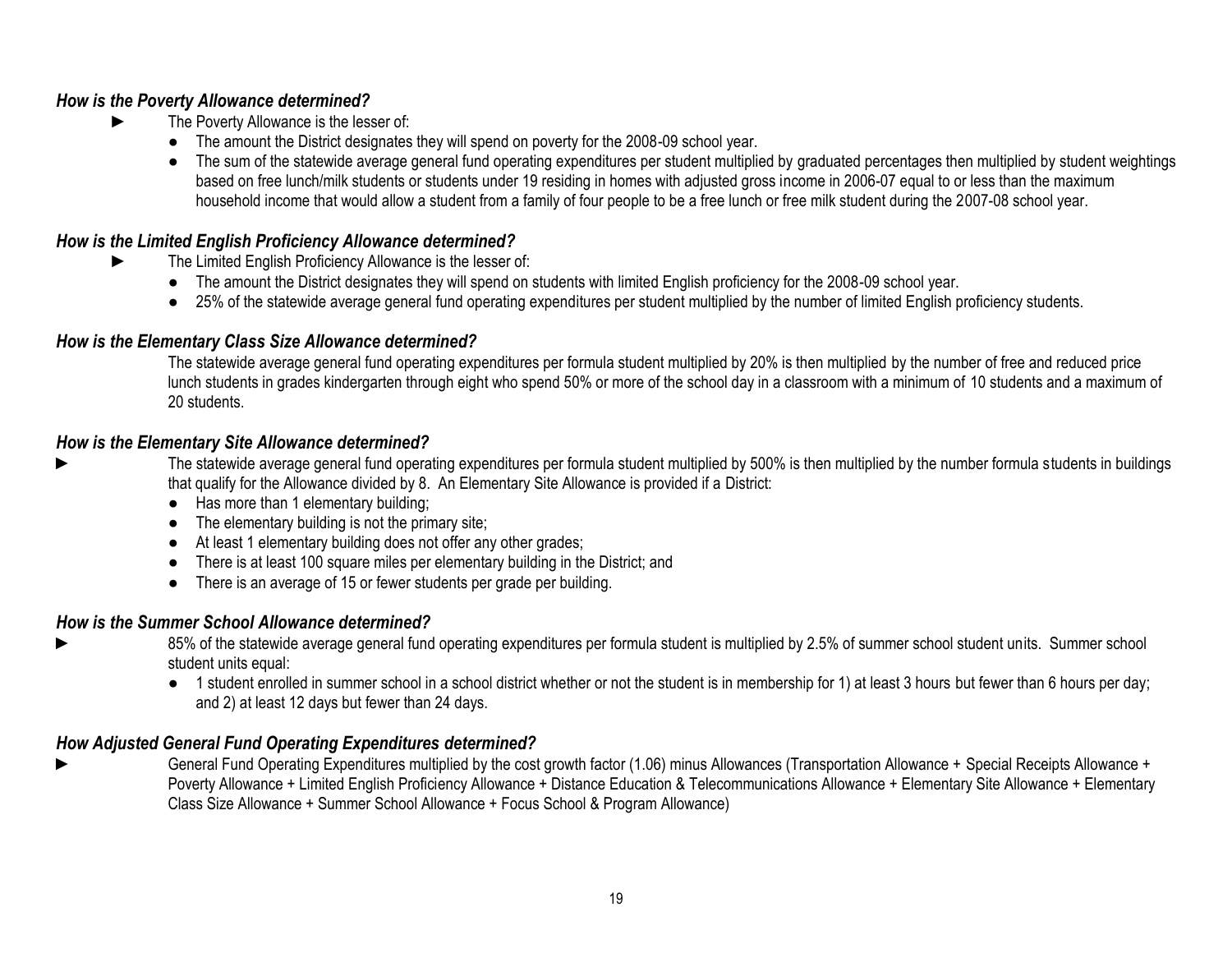### *How is the Poverty Allowance determined?*

- The Poverty Allowance is the lesser of:
  - The amount the District designates they will spend on poverty for the 2008-09 school year.
  - The sum of the statewide average general fund operating expenditures per student multiplied by graduated percentages then multiplied by student weightings based on free lunch/milk students or students under 19 residing in homes with adjusted gross income in 2006-07 equal to or less than the maximum household income that would allow a student from a family of four people to be a free lunch or free milk student during the 2007-08 school year.

### *How is the Limited English Proficiency Allowance determined?*

- The Limited English Proficiency Allowance is the lesser of:
  - The amount the District designates they will spend on students with limited English proficiency for the 2008-09 school year.
  - 25% of the statewide average general fund operating expenditures per student multiplied by the number of limited English proficiency students.

### *How is the Elementary Class Size Allowance determined?*

The statewide average general fund operating expenditures per formula student multiplied by 20% is then multiplied by the number of free and reduced price lunch students in grades kindergarten through eight who spend 50% or more of the school day in a classroom with a minimum of 10 students and a maximum of 20 students.

### *How is the Elementary Site Allowance determined?*

- The statewide average general fund operating expenditures per formula student multiplied by 500% is then multiplied by the number formula students in buildings that qualify for the Allowance divided by 8. An Elementary Site Allowance is provided if a District:
  - Has more than 1 elementary building;
  - The elementary building is not the primary site;
  - At least 1 elementary building does not offer any other grades;
  - There is at least 100 square miles per elementary building in the District; and
  - There is an average of 15 or fewer students per grade per building.

### *How is the Summer School Allowance determined?*

- 85% of the statewide average general fund operating expenditures per formula student is multiplied by 2.5% of summer school student units. Summer school student units equal:
  - 1 student enrolled in summer school in a school district whether or not the student is in membership for 1) at least 3 hours but fewer than 6 hours per day; and 2) at least 12 days but fewer than 24 days.

### *How Adjusted General Fund Operating Expenditures determined?*

- General Fund Operating Expenditures multiplied by the cost growth factor (1.06) minus Allowances (Transportation Allowance + Special Receipts Allowance + Poverty Allowance + Limited English Proficiency Allowance + Distance Education & Telecommunications Allowance + Elementary Site Allowance + Elementary Class Size Allowance + Summer School Allowance + Focus School & Program Allowance)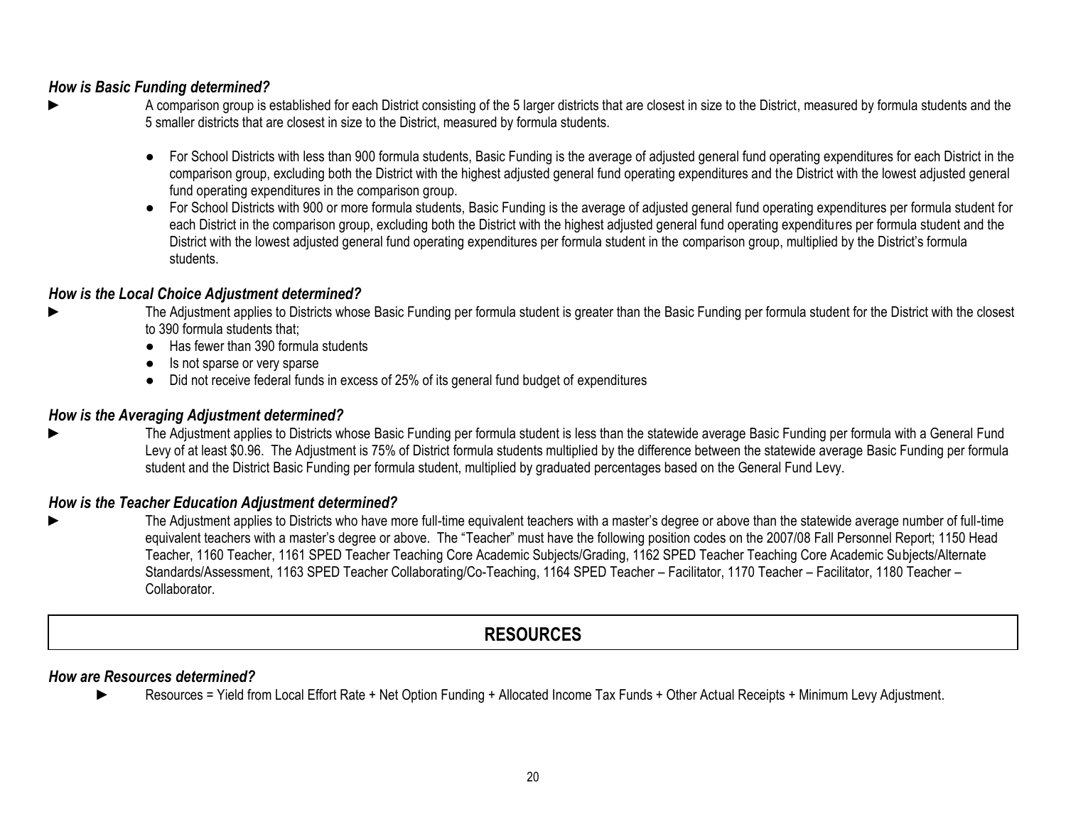### *How is Basic Funding determined?*

► A comparison group is established for each District consisting of the 5 larger districts that are closest in size to the District, measured by formula students and the 5 smaller districts that are closest in size to the District, measured by formula students.

- For School Districts with less than 900 formula students, Basic Funding is the average of adjusted general fund operating expenditures for each District in the comparison group, excluding both the District with the highest adjusted general fund operating expenditures and the District with the lowest adjusted general fund operating expenditures in the comparison group.
- For School Districts with 900 or more formula students, Basic Funding is the average of adjusted general fund operating expenditures per formula student for each District in the comparison group, excluding both the District with the highest adjusted general fund operating expenditures per formula student and the District with the lowest adjusted general fund operating expenditures per formula student in the comparison group, multiplied by the District's formula students.

### *How is the Local Choice Adjustment determined?*

► The Adjustment applies to Districts whose Basic Funding per formula student is greater than the Basic Funding per formula student for the District with the closest to 390 formula students that;

- Has fewer than 390 formula students
- Is not sparse or very sparse
- Did not receive federal funds in excess of 25% of its general fund budget of expenditures

### *How is the Averaging Adjustment determined?*

► The Adjustment applies to Districts whose Basic Funding per formula student is less than the statewide average Basic Funding per formula with a General Fund Levy of at least $0.96. The Adjustment is 75% of District formula students multiplied by the difference between the statewide average Basic Funding per formula student and the District Basic Funding per formula student, multiplied by graduated percentages based on the General Fund Levy.

### *How is the Teacher Education Adjustment determined?*

► The Adjustment applies to Districts who have more full-time equivalent teachers with a master's degree or above than the statewide average number of full-time equivalent teachers with a master's degree or above. The "Teacher" must have the following position codes on the 2007/08 Fall Personnel Report; 1150 Head Teacher, 1160 Teacher, 1161 SPED Teacher Teaching Core Academic Subjects/Grading, 1162 SPED Teacher Teaching Core Academic Subjects/Alternate Standards/Assessment, 1163 SPED Teacher Collaborating/Co-Teaching, 1164 SPED Teacher – Facilitator, 1170 Teacher – Facilitator, 1180 Teacher – Collaborator.

## RESOURCES

### *How are Resources determined?*

► Resources = Yield from Local Effort Rate + Net Option Funding + Allocated Income Tax Funds + Other Actual Receipts + Minimum Levy Adjustment.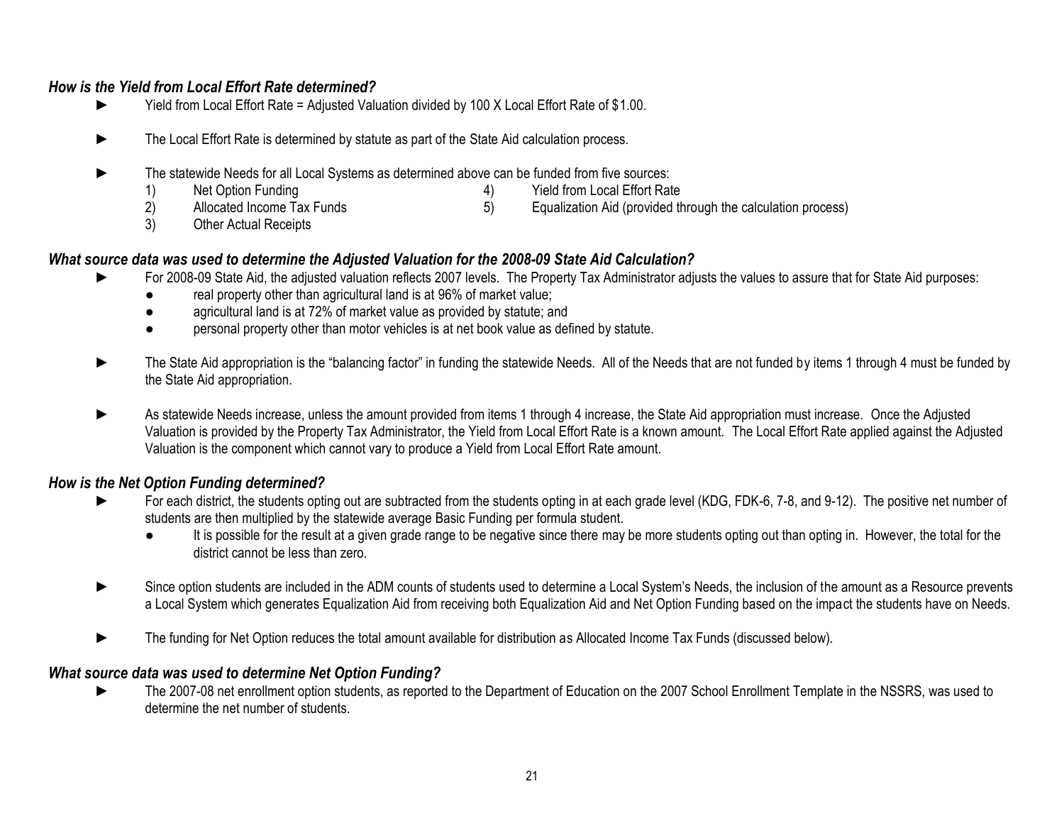### *How is the Yield from Local Effort Rate determined?*

- Yield from Local Effort Rate = Adjusted Valuation divided by 100 X Local Effort Rate of $1.00.

- The Local Effort Rate is determined by statute as part of the State Aid calculation process.

- The statewide Needs for all Local Systems as determined above can be funded from five sources:
  1) Net Option Funding
  2) Allocated Income Tax Funds
  3) Other Actual Receipts
  4) Yield from Local Effort Rate
  5) Equalization Aid (provided through the calculation process)

### *What source data was used to determine the Adjusted Valuation for the 2008-09 State Aid Calculation?*

- For 2008-09 State Aid, the adjusted valuation reflects 2007 levels. The Property Tax Administrator adjusts the values to assure that for State Aid purposes:
  - real property other than agricultural land is at 96% of market value;
  - agricultural land is at 72% of market value as provided by statute; and
  - personal property other than motor vehicles is at net book value as defined by statute.

- The State Aid appropriation is the "balancing factor" in funding the statewide Needs. All of the Needs that are not funded by items 1 through 4 must be funded by the State Aid appropriation.

- As statewide Needs increase, unless the amount provided from items 1 through 4 increase, the State Aid appropriation must increase. Once the Adjusted Valuation is provided by the Property Tax Administrator, the Yield from Local Effort Rate is a known amount. The Local Effort Rate applied against the Adjusted Valuation is the component which cannot vary to produce a Yield from Local Effort Rate amount.

### *How is the Net Option Funding determined?*

- For each district, the students opting out are subtracted from the students opting in at each grade level (KDG, FDK-6, 7-8, and 9-12). The positive net number of students are then multiplied by the statewide average Basic Funding per formula student.
  - It is possible for the result at a given grade range to be negative since there may be more students opting out than opting in. However, the total for the district cannot be less than zero.

- Since option students are included in the ADM counts of students used to determine a Local System's Needs, the inclusion of the amount as a Resource prevents a Local System which generates Equalization Aid from receiving both Equalization Aid and Net Option Funding based on the impact the students have on Needs.

- The funding for Net Option reduces the total amount available for distribution as Allocated Income Tax Funds (discussed below).

### *What source data was used to determine Net Option Funding?*

- The 2007-08 net enrollment option students, as reported to the Department of Education on the 2007 School Enrollment Template in the NSSRS, was used to determine the net number of students.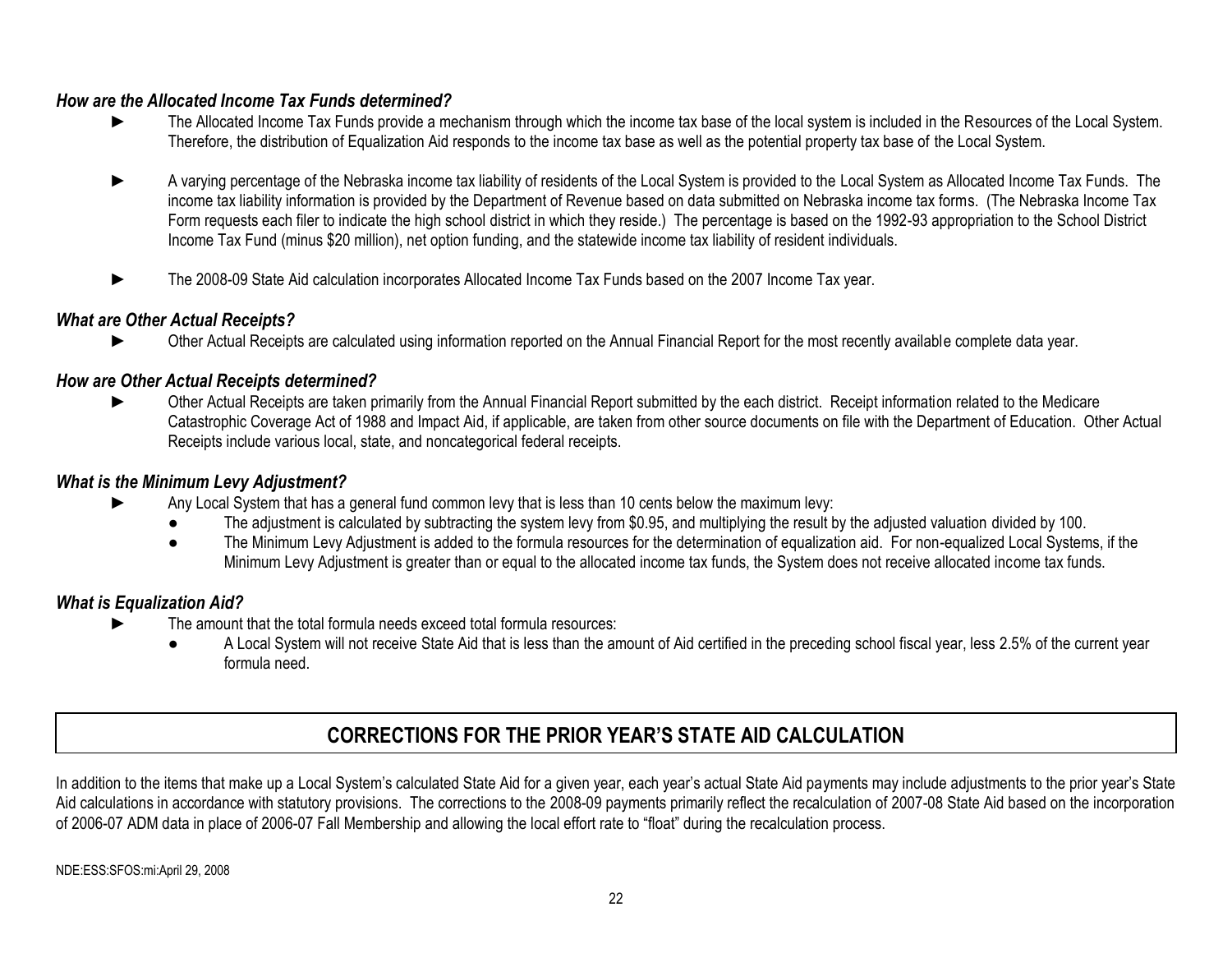### *How are the Allocated Income Tax Funds determined?*

- The Allocated Income Tax Funds provide a mechanism through which the income tax base of the local system is included in the Resources of the Local System. Therefore, the distribution of Equalization Aid responds to the income tax base as well as the potential property tax base of the Local System.

- A varying percentage of the Nebraska income tax liability of residents of the Local System is provided to the Local System as Allocated Income Tax Funds. The income tax liability information is provided by the Department of Revenue based on data submitted on Nebraska income tax forms. (The Nebraska Income Tax Form requests each filer to indicate the high school district in which they reside.) The percentage is based on the 1992-93 appropriation to the School District Income Tax Fund (minus $20 million), net option funding, and the statewide income tax liability of resident individuals.

- The 2008-09 State Aid calculation incorporates Allocated Income Tax Funds based on the 2007 Income Tax year.

### *What are Other Actual Receipts?*

- Other Actual Receipts are calculated using information reported on the Annual Financial Report for the most recently available complete data year.

### *How are Other Actual Receipts determined?*

- Other Actual Receipts are taken primarily from the Annual Financial Report submitted by the each district. Receipt information related to the Medicare Catastrophic Coverage Act of 1988 and Impact Aid, if applicable, are taken from other source documents on file with the Department of Education. Other Actual Receipts include various local, state, and noncategorical federal receipts.

### *What is the Minimum Levy Adjustment?*

- Any Local System that has a general fund common levy that is less than 10 cents below the maximum levy:
  - The adjustment is calculated by subtracting the system levy from $0.95, and multiplying the result by the adjusted valuation divided by 100.
  - The Minimum Levy Adjustment is added to the formula resources for the determination of equalization aid. For non-equalized Local Systems, if the Minimum Levy Adjustment is greater than or equal to the allocated income tax funds, the System does not receive allocated income tax funds.

### *What is Equalization Aid?*

- The amount that the total formula needs exceed total formula resources:
  - A Local System will not receive State Aid that is less than the amount of Aid certified in the preceding school fiscal year, less 2.5% of the current year formula need.

## CORRECTIONS FOR THE PRIOR YEAR'S STATE AID CALCULATION

In addition to the items that make up a Local System's calculated State Aid for a given year, each year's actual State Aid payments may include adjustments to the prior year's State Aid calculations in accordance with statutory provisions. The corrections to the 2008-09 payments primarily reflect the recalculation of 2007-08 State Aid based on the incorporation of 2006-07 ADM data in place of 2006-07 Fall Membership and allowing the local effort rate to "float" during the recalculation process.

NDE:ESS:SFOS:mi:April 29, 2008